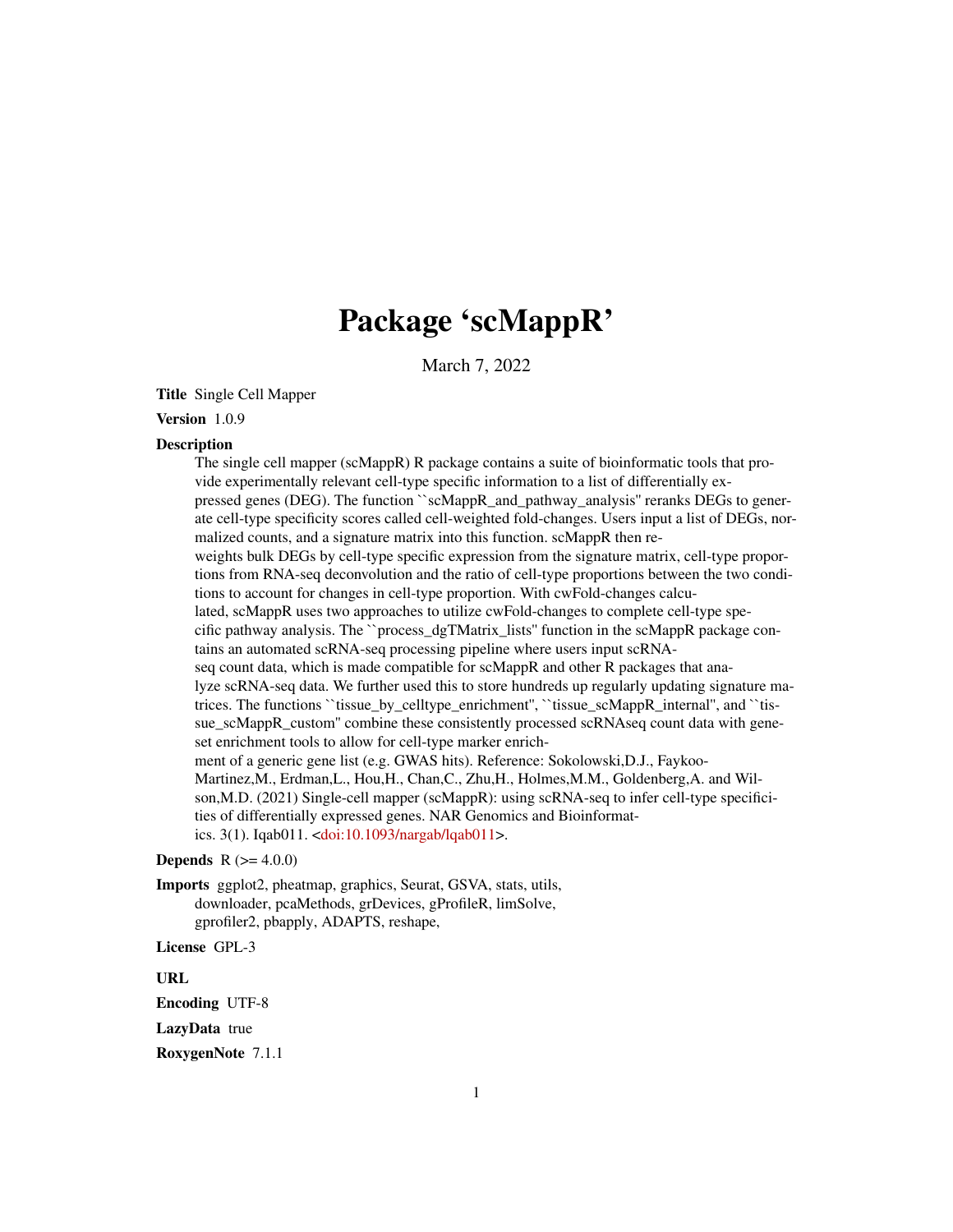# Package 'scMappR'

March 7, 2022

**Title** Single Cell Mapper

**Version** 1.0.9

**Description**
The single cell mapper (scMappR) R package contains a suite of bioinformatic tools that provide experimentally relevant cell-type specific information to a list of differentially expressed genes (DEG). The function ``scMappR_and_pathway_analysis'' reranks DEGs to generate cell-type specificity scores called cell-weighted fold-changes. Users input a list of DEGs, normalized counts, and a signature matrix into this function. scMappR then reweights bulk DEGs by cell-type specific expression from the signature matrix, cell-type proportions from RNA-seq deconvolution and the ratio of cell-type proportions between the two conditions to account for changes in cell-type proportion. With cwFold-changes calculated, scMappR uses two approaches to utilize cwFold-changes to complete cell-type specific pathway analysis. The ``process_dgTMatrix_lists'' function in the scMappR package contains an automated scRNA-seq processing pipeline where users input scRNA-seq count data, which is made compatible for scMappR and other R packages that analyze scRNA-seq data. We further used this to store hundreds up regularly updating signature matrices. The functions ``tissue_by_celltype_enrichment'', ``tissue_scMappR_internal'', and ``tissue_scMappR_custom'' combine these consistently processed scRNAseq count data with gene-set enrichment tools to allow for cell-type marker enrichment of a generic gene list (e.g. GWAS hits). Reference: Sokolowski,D.J., Faykoo-Martinez,M., Erdman,L., Hou,H., Chan,C., Zhu,H., Holmes,M.M., Goldenberg,A. and Wilson,M.D. (2021) Single-cell mapper (scMappR): using scRNA-seq to infer cell-type specificities of differentially expressed genes. NAR Genomics and Bioinformatics. 3(1). Iqab011. <doi:10.1093/nargab/lqab011>.

**Depends** R (>= 4.0.0)

**Imports** ggplot2, pheatmap, graphics, Seurat, GSVA, stats, utils, downloader, pcaMethods, grDevices, gProfileR, limSolve, gprofiler2, pbapply, ADAPTS, reshape,

**License** GPL-3

**URL**

**Encoding** UTF-8

**LazyData** true

**RoxygenNote** 7.1.1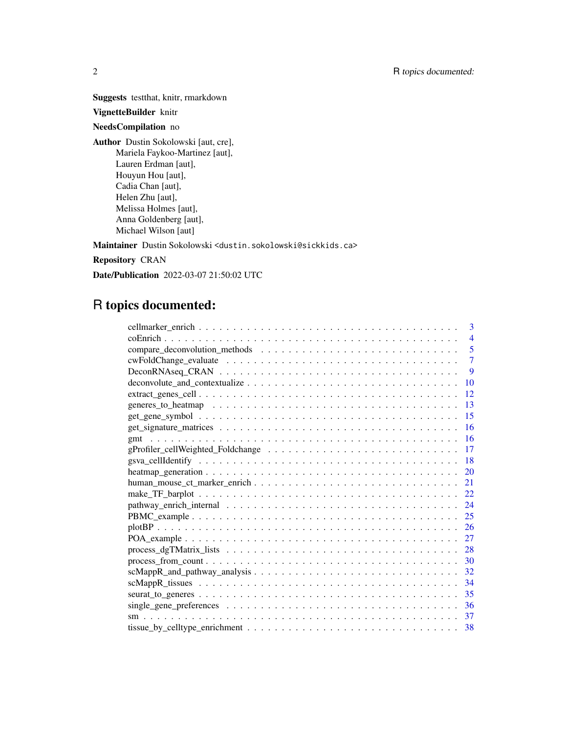**Suggests** testthat, knitr, rmarkdown

**VignetteBuilder** knitr

**NeedsCompilation** no

**Author** Dustin Sokolowski [aut, cre],
Mariela Faykoo-Martinez [aut],
Lauren Erdman [aut],
Houyun Hou [aut],
Cadia Chan [aut],
Helen Zhu [aut],
Melissa Holmes [aut],
Anna Goldenberg [aut],
Michael Wilson [aut]

**Maintainer** Dustin Sokolowski <dustin.sokolowski@sickkids.ca>

**Repository** CRAN

**Date/Publication** 2022-03-07 21:50:02 UTC

# R topics documented:

- cellmarker_enrich . . . . . . . . . . 3
- coEnrich . . . . . . . . . . 4
- compare_deconvolution_methods . . . . . . . . . . 5
- cwFoldChange_evaluate . . . . . . . . . . 7
- DeconRNAseq_CRAN . . . . . . . . . . 9
- deconvolute_and_contextualize . . . . . . . . . . 10
- extract_genes_cell . . . . . . . . . . 12
- generes_to_heatmap . . . . . . . . . . 13
- get_gene_symbol . . . . . . . . . . 15
- get_signature_matrices . . . . . . . . . . 16
- gmt . . . . . . . . . . 16
- gProfiler_cellWeighted_Foldchange . . . . . . . . . . 17
- gsva_cellIdentify . . . . . . . . . . 18
- heatmap_generation . . . . . . . . . . 20
- human_mouse_ct_marker_enrich . . . . . . . . . . 21
- make_TF_barplot . . . . . . . . . . 22
- pathway_enrich_internal . . . . . . . . . . 24
- PBMC_example . . . . . . . . . . 25
- plotBP . . . . . . . . . . 26
- POA_example . . . . . . . . . . 27
- process_dgTMatrix_lists . . . . . . . . . . 28
- process_from_count . . . . . . . . . . 30
- scMappR_and_pathway_analysis . . . . . . . . . . 32
- scMappR_tissues . . . . . . . . . . 34
- seurat_to_generes . . . . . . . . . . 35
- single_gene_preferences . . . . . . . . . . 36
- sm . . . . . . . . . . 37
- tissue_by_celltype_enrichment . . . . . . . . . . 38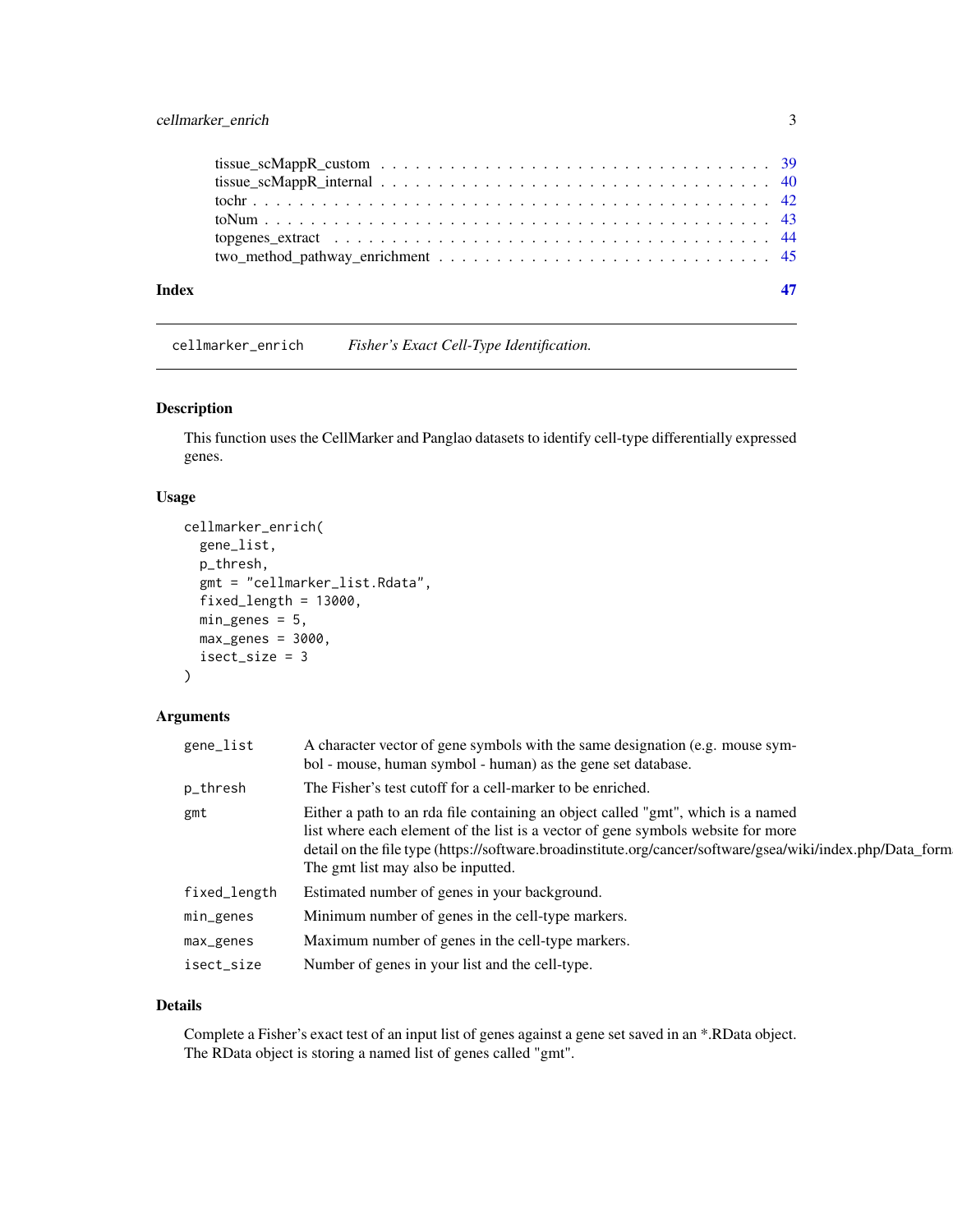| | |
|---|---|
| tissue_scMappR_custom | 39 |
| tissue_scMappR_internal | 40 |
| tochr | 42 |
| toNum | 43 |
| topgenes_extract | 44 |
| two_method_pathway_enrichment | 45 |

**Index** 47

---

## cellmarker_enrich *Fisher's Exact Cell-Type Identification.*

---

### Description

This function uses the CellMarker and Panglao datasets to identify cell-type differentially expressed genes.

### Usage

```
cellmarker_enrich(
  gene_list,
  p_thresh,
  gmt = "cellmarker_list.Rdata",
  fixed_length = 13000,
  min_genes = 5,
  max_genes = 3000,
  isect_size = 3
)
```

### Arguments

| | |
|---|---|
| `gene_list` | A character vector of gene symbols with the same designation (e.g. mouse symbol - mouse, human symbol - human) as the gene set database. |
| `p_thresh` | The Fisher's test cutoff for a cell-marker to be enriched. |
| `gmt` | Either a path to an rda file containing an object called "gmt", which is a named list where each element of the list is a vector of gene symbols website for more detail on the file type (https://software.broadinstitute.org/cancer/software/gsea/wiki/index.php/Data_form The gmt list may also be inputted. |
| `fixed_length` | Estimated number of genes in your background. |
| `min_genes` | Minimum number of genes in the cell-type markers. |
| `max_genes` | Maximum number of genes in the cell-type markers. |
| `isect_size` | Number of genes in your list and the cell-type. |

### Details

Complete a Fisher's exact test of an input list of genes against a gene set saved in an *.RData object. The RData object is storing a named list of genes called "gmt".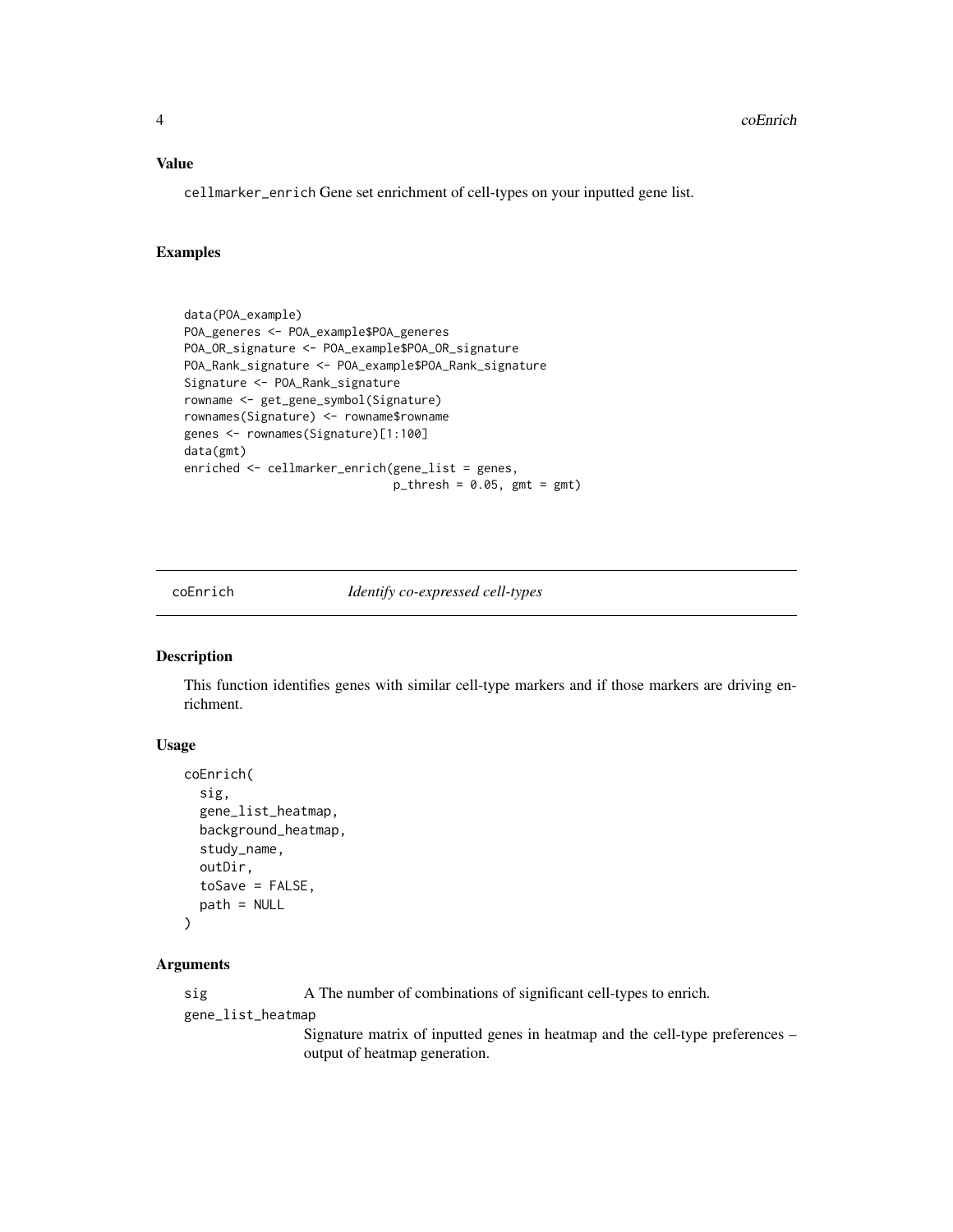### Value

cellmarker_enrich Gene set enrichment of cell-types on your inputted gene list.

### Examples

```
data(POA_example)
POA_generes <- POA_example$POA_generes
POA_OR_signature <- POA_example$POA_OR_signature
POA_Rank_signature <- POA_example$POA_Rank_signature
Signature <- POA_Rank_signature
rowname <- get_gene_symbol(Signature)
rownames(Signature) <- rowname$rowname
genes <- rownames(Signature)[1:100]
data(gmt)
enriched <- cellmarker_enrich(gene_list = genes,
                              p_thresh = 0.05, gmt = gmt)
```

---

## coEnrich *Identify co-expressed cell-types*

### Description

This function identifies genes with similar cell-type markers and if those markers are driving enrichment.

### Usage

```
coEnrich(
  sig,
  gene_list_heatmap,
  background_heatmap,
  study_name,
  outDir,
  toSave = FALSE,
  path = NULL
)
```

### Arguments

sig
: A The number of combinations of significant cell-types to enrich.

gene_list_heatmap
: Signature matrix of inputted genes in heatmap and the cell-type preferences – output of heatmap generation.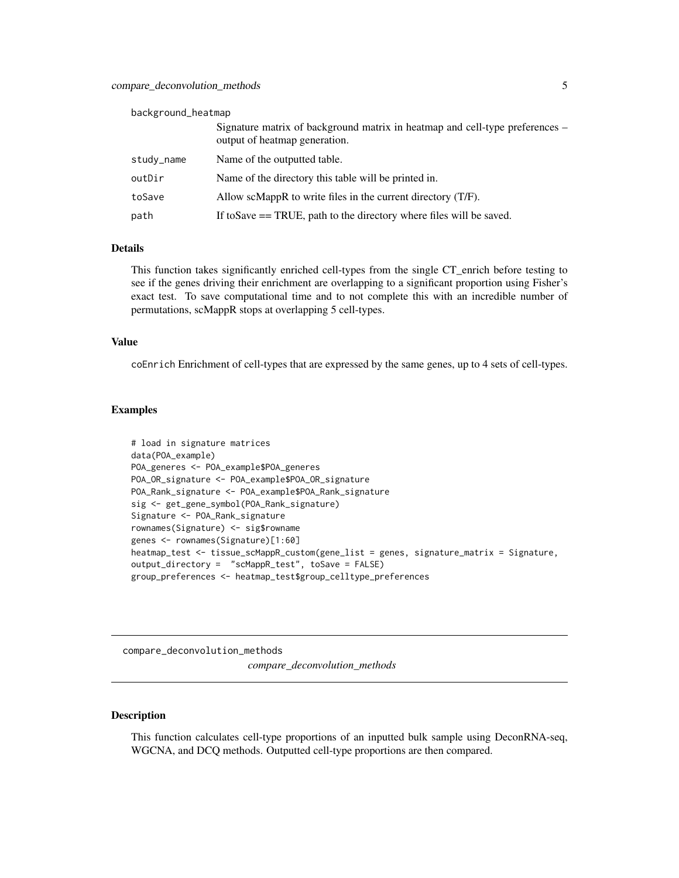| | |
|---|---|
| background_heatmap | Signature matrix of background matrix in heatmap and cell-type preferences – output of heatmap generation. |
| study_name | Name of the outputted table. |
| outDir | Name of the directory this table will be printed in. |
| toSave | Allow scMappR to write files in the current directory (T/F). |
| path | If toSave == TRUE, path to the directory where files will be saved. |

### Details

This function takes significantly enriched cell-types from the single CT_enrich before testing to see if the genes driving their enrichment are overlapping to a significant proportion using Fisher's exact test. To save computational time and to not complete this with an incredible number of permutations, scMappR stops at overlapping 5 cell-types.

### Value

coEnrich Enrichment of cell-types that are expressed by the same genes, up to 4 sets of cell-types.

### Examples

```
# load in signature matrices
data(POA_example)
POA_generes <- POA_example$POA_generes
POA_OR_signature <- POA_example$POA_OR_signature
POA_Rank_signature <- POA_example$POA_Rank_signature
sig <- get_gene_symbol(POA_Rank_signature)
Signature <- POA_Rank_signature
rownames(Signature) <- sig$rowname
genes <- rownames(Signature)[1:60]
heatmap_test <- tissue_scMappR_custom(gene_list = genes, signature_matrix = Signature,
output_directory =  "scMappR_test", toSave = FALSE)
group_preferences <- heatmap_test$group_celltype_preferences
```

---

## compare_deconvolution_methods

*compare_deconvolution_methods*

---

### Description

This function calculates cell-type proportions of an inputted bulk sample using DeconRNA-seq, WGCNA, and DCQ methods. Outputted cell-type proportions are then compared.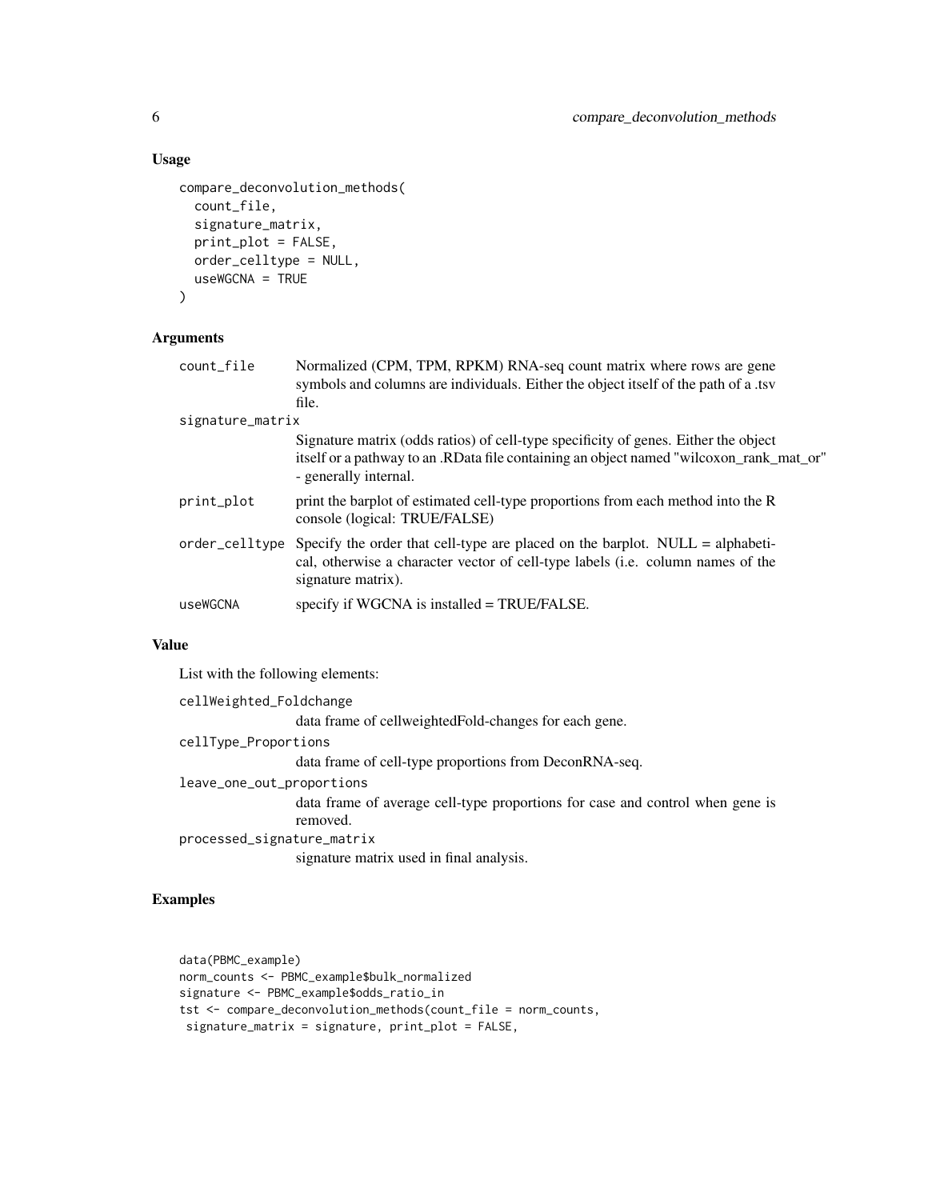## Usage

```
compare_deconvolution_methods(
  count_file,
  signature_matrix,
  print_plot = FALSE,
  order_celltype = NULL,
  useWGCNA = TRUE
)
```

## Arguments

- `count_file`: Normalized (CPM, TPM, RPKM) RNA-seq count matrix where rows are gene symbols and columns are individuals. Either the object itself of the path of a .tsv file.
- `signature_matrix`: Signature matrix (odds ratios) of cell-type specificity of genes. Either the object itself or a pathway to an .RData file containing an object named "wilcoxon_rank_mat_or" - generally internal.
- `print_plot`: print the barplot of estimated cell-type proportions from each method into the R console (logical: TRUE/FALSE)
- `order_celltype`: Specify the order that cell-type are placed on the barplot. NULL = alphabetical, otherwise a character vector of cell-type labels (i.e. column names of the signature matrix).
- `useWGCNA`: specify if WGCNA is installed = TRUE/FALSE.

## Value

List with the following elements:

- `cellWeighted_Foldchange`: data frame of cellweightedFold-changes for each gene.
- `cellType_Proportions`: data frame of cell-type proportions from DeconRNA-seq.
- `leave_one_out_proportions`: data frame of average cell-type proportions for case and control when gene is removed.
- `processed_signature_matrix`: signature matrix used in final analysis.

## Examples

```
data(PBMC_example)
norm_counts <- PBMC_example$bulk_normalized
signature <- PBMC_example$odds_ratio_in
tst <- compare_deconvolution_methods(count_file = norm_counts,
 signature_matrix = signature, print_plot = FALSE,
```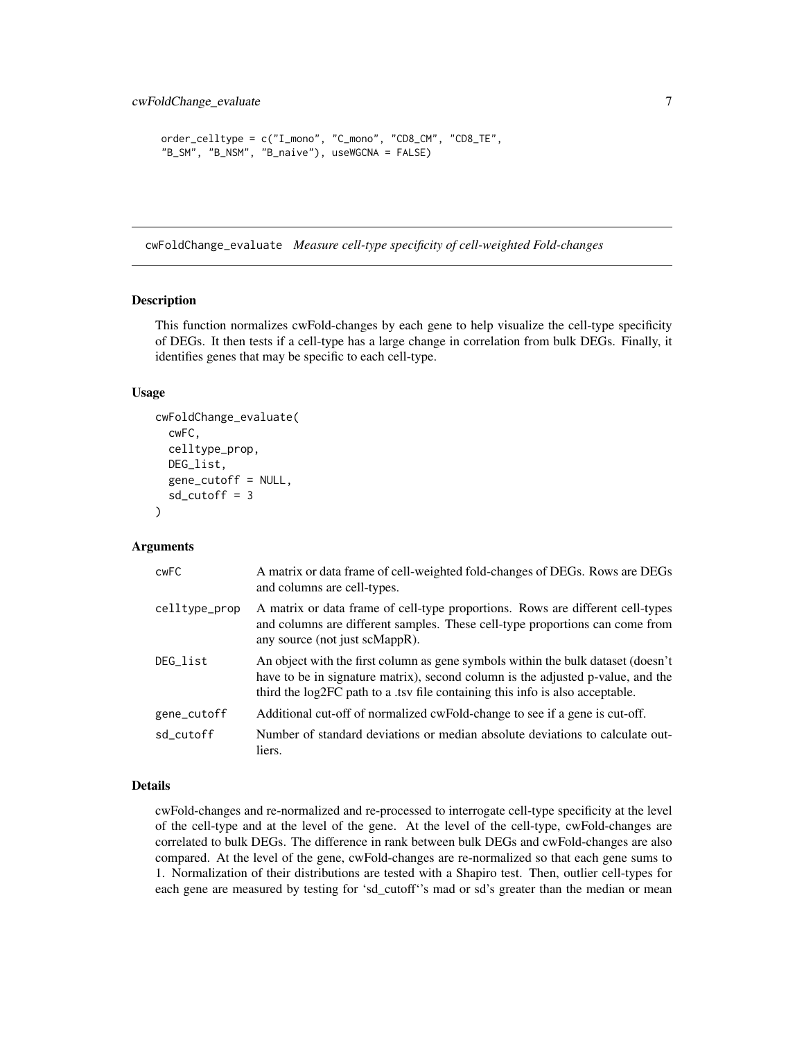```
order_celltype = c("I_mono", "C_mono", "CD8_CM", "CD8_TE",
"B_SM", "B_NSM", "B_naive"), useWGCNA = FALSE)
```

---

## cwFoldChange_evaluate *Measure cell-type specificity of cell-weighted Fold-changes*

### Description

This function normalizes cwFold-changes by each gene to help visualize the cell-type specificity of DEGs. It then tests if a cell-type has a large change in correlation from bulk DEGs. Finally, it identifies genes that may be specific to each cell-type.

### Usage

```
cwFoldChange_evaluate(
  cwFC,
  celltype_prop,
  DEG_list,
  gene_cutoff = NULL,
  sd_cutoff = 3
)
```

### Arguments

| | |
|---|---|
| cwFC | A matrix or data frame of cell-weighted fold-changes of DEGs. Rows are DEGs and columns are cell-types. |
| celltype_prop | A matrix or data frame of cell-type proportions. Rows are different cell-types and columns are different samples. These cell-type proportions can come from any source (not just scMappR). |
| DEG_list | An object with the first column as gene symbols within the bulk dataset (doesn't have to be in signature matrix), second column is the adjusted p-value, and the third the log2FC path to a .tsv file containing this info is also acceptable. |
| gene_cutoff | Additional cut-off of normalized cwFold-change to see if a gene is cut-off. |
| sd_cutoff | Number of standard deviations or median absolute deviations to calculate outliers. |

### Details

cwFold-changes and re-normalized and re-processed to interrogate cell-type specificity at the level of the cell-type and at the level of the gene. At the level of the cell-type, cwFold-changes are correlated to bulk DEGs. The difference in rank between bulk DEGs and cwFold-changes are also compared. At the level of the gene, cwFold-changes are re-normalized so that each gene sums to 1. Normalization of their distributions are tested with a Shapiro test. Then, outlier cell-types for each gene are measured by testing for 'sd_cutoff''s mad or sd's greater than the median or mean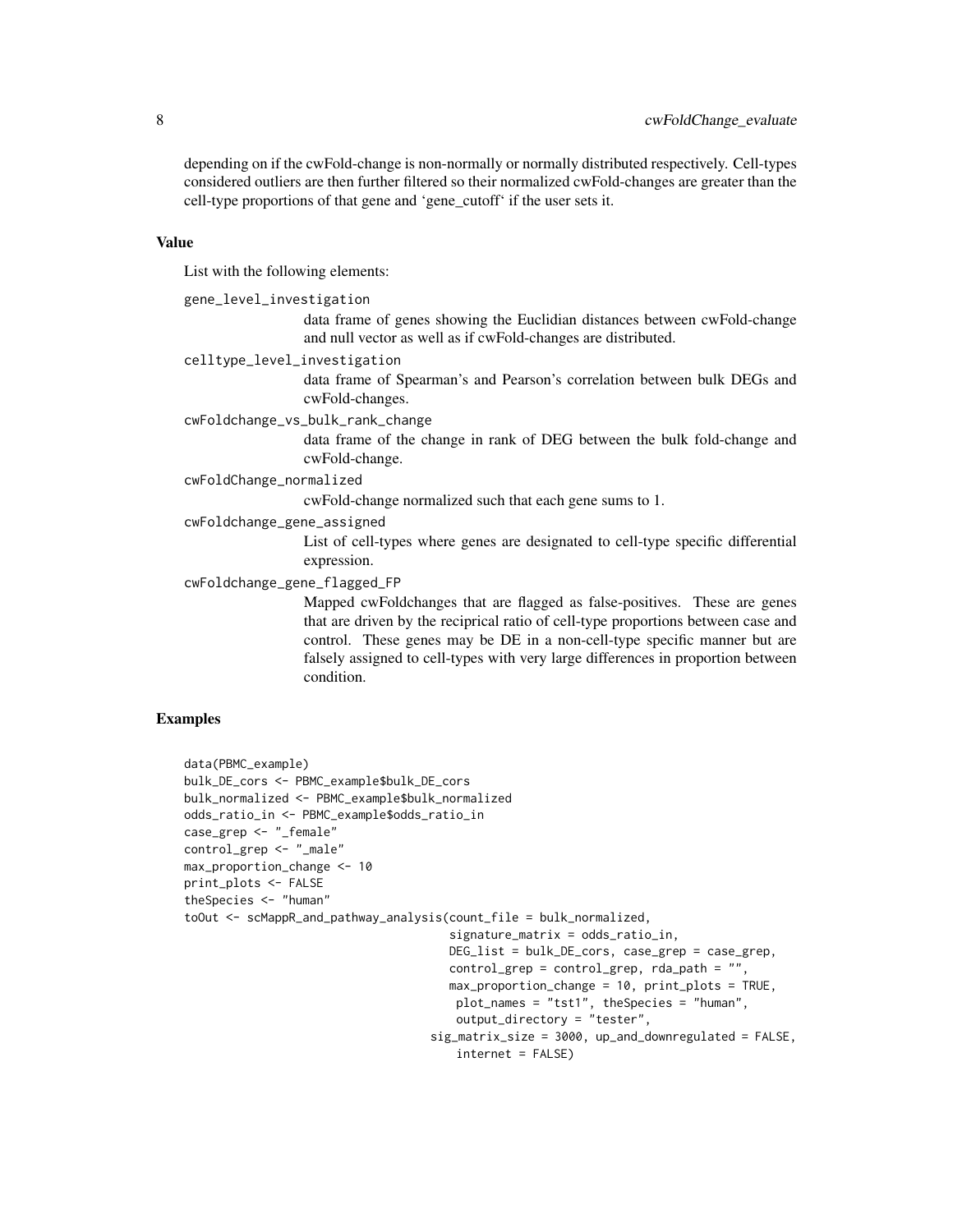depending on if the cwFold-change is non-normally or normally distributed respectively. Cell-types considered outliers are then further filtered so their normalized cwFold-changes are greater than the cell-type proportions of that gene and 'gene_cutoff' if the user sets it.

### Value

List with the following elements:

`gene_level_investigation`
: data frame of genes showing the Euclidian distances between cwFold-change and null vector as well as if cwFold-changes are distributed.

`celltype_level_investigation`
: data frame of Spearman's and Pearson's correlation between bulk DEGs and cwFold-changes.

`cwFoldchange_vs_bulk_rank_change`
: data frame of the change in rank of DEG between the bulk fold-change and cwFold-change.

`cwFoldChange_normalized`
: cwFold-change normalized such that each gene sums to 1.

`cwFoldchange_gene_assigned`
: List of cell-types where genes are designated to cell-type specific differential expression.

`cwFoldchange_gene_flagged_FP`
: Mapped cwFoldchanges that are flagged as false-positives. These are genes that are driven by the recipricał ratio of cell-type proportions between case and control. These genes may be DE in a non-cell-type specific manner but are falsely assigned to cell-types with very large differences in proportion between condition.

### Examples

```
data(PBMC_example)
bulk_DE_cors <- PBMC_example$bulk_DE_cors
bulk_normalized <- PBMC_example$bulk_normalized
odds_ratio_in <- PBMC_example$odds_ratio_in
case_grep <- "_female"
control_grep <- "_male"
max_proportion_change <- 10
print_plots <- FALSE
theSpecies <- "human"
toOut <- scMappR_and_pathway_analysis(count_file = bulk_normalized,
                                      signature_matrix = odds_ratio_in,
                                      DEG_list = bulk_DE_cors, case_grep = case_grep,
                                      control_grep = control_grep, rda_path = "",
                                      max_proportion_change = 10, print_plots = TRUE,
                                       plot_names = "tst1", theSpecies = "human",
                                       output_directory = "tester",
                                    sig_matrix_size = 3000, up_and_downregulated = FALSE,
                                       internet = FALSE)
```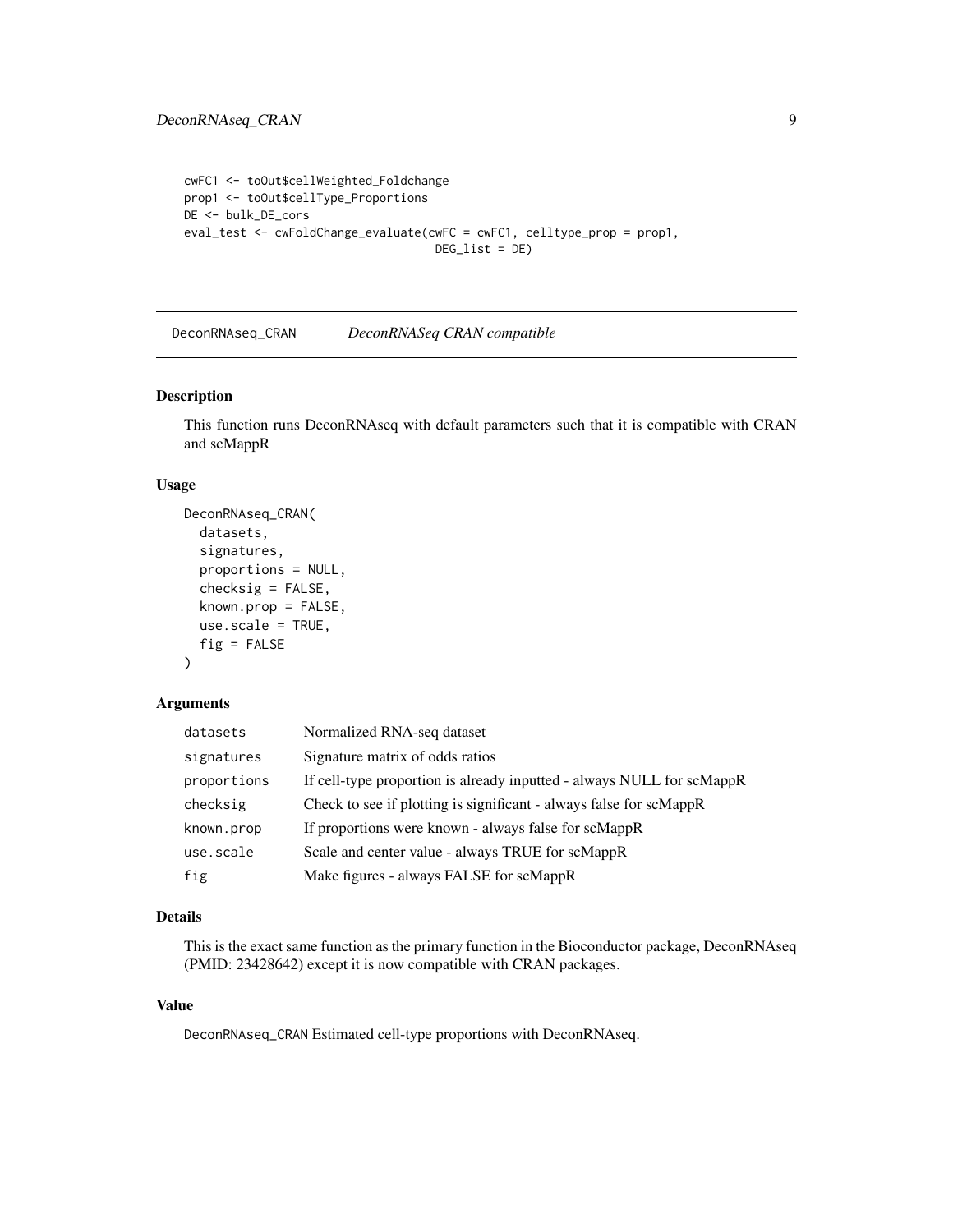```
cwFC1 <- toOut$cellWeighted_Foldchange
prop1 <- toOut$cellType_Proportions
DE <- bulk_DE_cors
eval_test <- cwFoldChange_evaluate(cwFC = cwFC1, celltype_prop = prop1,
                                   DEG_list = DE)
```

## DeconRNAseq_CRAN — *DeconRNASeq CRAN compatible*

### Description

This function runs DeconRNAseq with default parameters such that it is compatible with CRAN and scMappR

### Usage

```
DeconRNAseq_CRAN(
  datasets,
  signatures,
  proportions = NULL,
  checksig = FALSE,
  known.prop = FALSE,
  use.scale = TRUE,
  fig = FALSE
)
```

### Arguments

| | |
|---|---|
| datasets | Normalized RNA-seq dataset |
| signatures | Signature matrix of odds ratios |
| proportions | If cell-type proportion is already inputted - always NULL for scMappR |
| checksig | Check to see if plotting is significant - always false for scMappR |
| known.prop | If proportions were known - always false for scMappR |
| use.scale | Scale and center value - always TRUE for scMappR |
| fig | Make figures - always FALSE for scMappR |

### Details

This is the exact same function as the primary function in the Bioconductor package, DeconRNAseq (PMID: 23428642) except it is now compatible with CRAN packages.

### Value

`DeconRNAseq_CRAN` Estimated cell-type proportions with DeconRNAseq.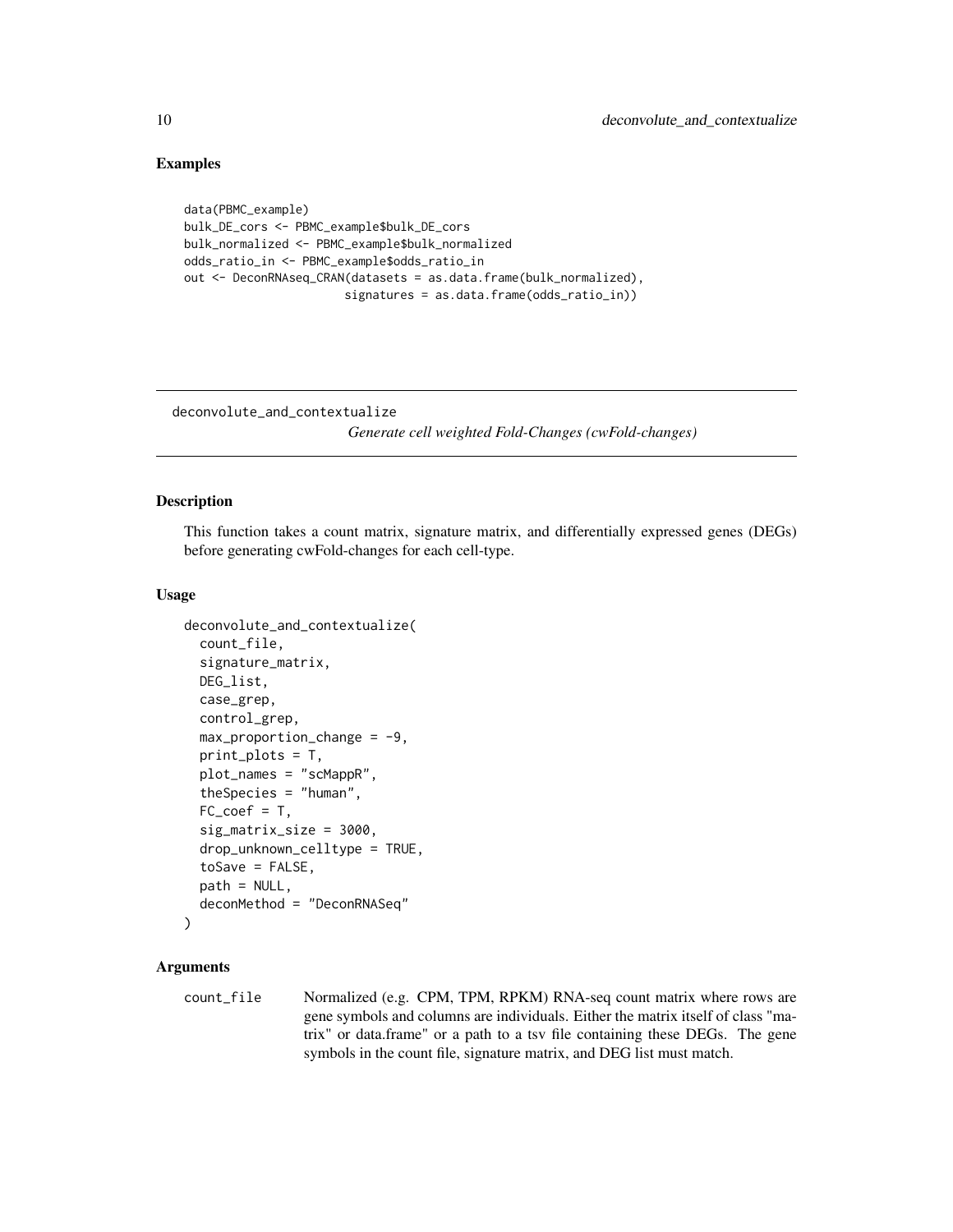## Examples

```
data(PBMC_example)
bulk_DE_cors <- PBMC_example$bulk_DE_cors
bulk_normalized <- PBMC_example$bulk_normalized
odds_ratio_in <- PBMC_example$odds_ratio_in
out <- DeconRNAseq_CRAN(datasets = as.data.frame(bulk_normalized),
                        signatures = as.data.frame(odds_ratio_in))
```

---

deconvolute_and_contextualize
*Generate cell weighted Fold-Changes (cwFold-changes)*

---

## Description

This function takes a count matrix, signature matrix, and differentially expressed genes (DEGs) before generating cwFold-changes for each cell-type.

## Usage

```
deconvolute_and_contextualize(
  count_file,
  signature_matrix,
  DEG_list,
  case_grep,
  control_grep,
  max_proportion_change = -9,
  print_plots = T,
  plot_names = "scMappR",
  theSpecies = "human",
  FC_coef = T,
  sig_matrix_size = 3000,
  drop_unknown_celltype = TRUE,
  toSave = FALSE,
  path = NULL,
  deconMethod = "DeconRNASeq"
)
```

## Arguments

| | |
|---|---|
| count_file | Normalized (e.g. CPM, TPM, RPKM) RNA-seq count matrix where rows are gene symbols and columns are individuals. Either the matrix itself of class "matrix" or data.frame" or a path to a tsv file containing these DEGs. The gene symbols in the count file, signature matrix, and DEG list must match. |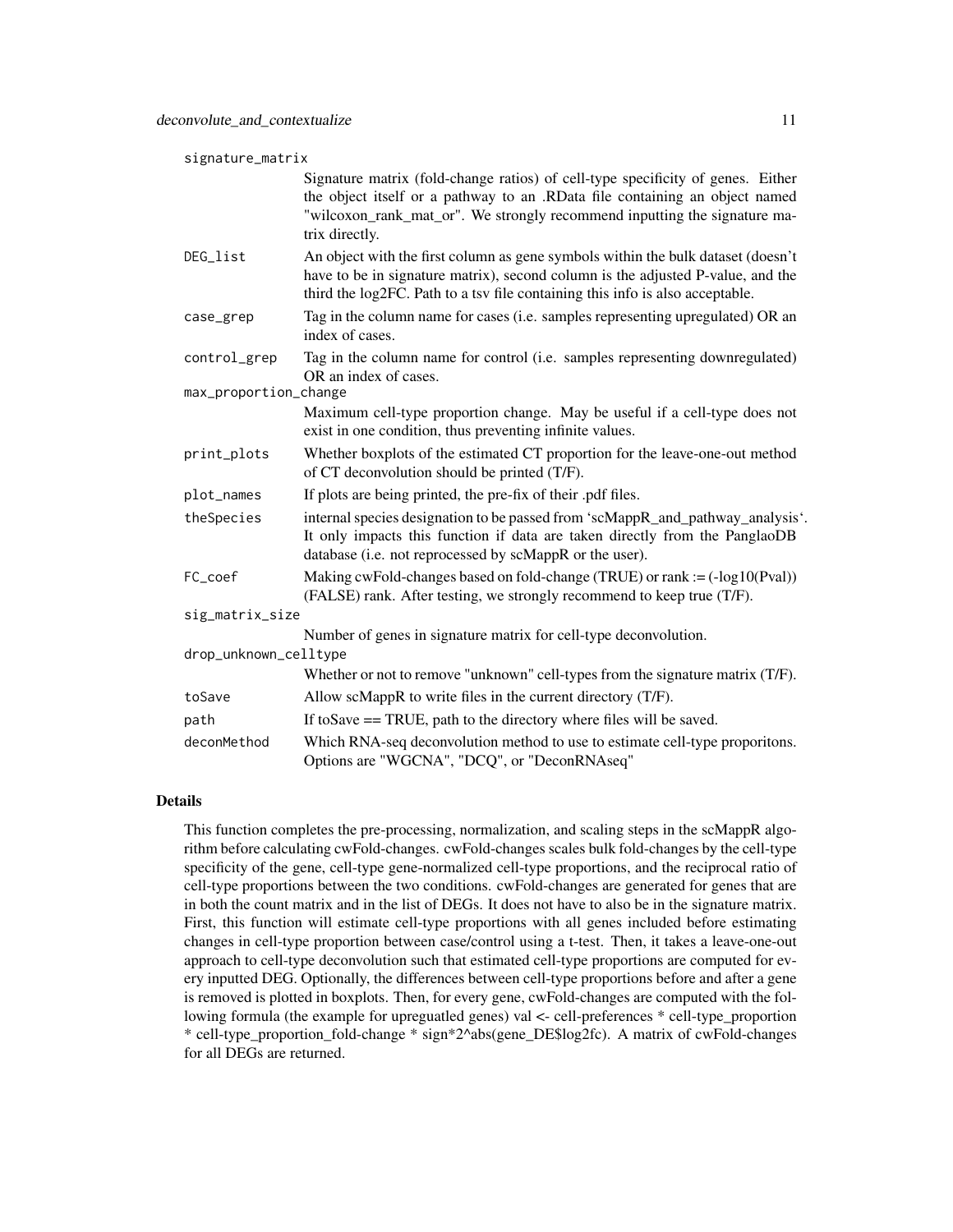| | |
|---|---|
| signature_matrix | Signature matrix (fold-change ratios) of cell-type specificity of genes. Either the object itself or a pathway to an .RData file containing an object named "wilcoxon_rank_mat_or". We strongly recommend inputting the signature matrix directly. |
| DEG_list | An object with the first column as gene symbols within the bulk dataset (doesn't have to be in signature matrix), second column is the adjusted P-value, and the third the log2FC. Path to a tsv file containing this info is also acceptable. |
| case_grep | Tag in the column name for cases (i.e. samples representing upregulated) OR an index of cases. |
| control_grep | Tag in the column name for control (i.e. samples representing downregulated) OR an index of cases. |
| max_proportion_change | Maximum cell-type proportion change. May be useful if a cell-type does not exist in one condition, thus preventing infinite values. |
| print_plots | Whether boxplots of the estimated CT proportion for the leave-one-out method of CT deconvolution should be printed (T/F). |
| plot_names | If plots are being printed, the pre-fix of their .pdf files. |
| theSpecies | internal species designation to be passed from 'scMappR_and_pathway_analysis'. It only impacts this function if data are taken directly from the PanglaoDB database (i.e. not reprocessed by scMappR or the user). |
| FC_coef | Making cwFold-changes based on fold-change (TRUE) or rank := (-log10(Pval)) (FALSE) rank. After testing, we strongly recommend to keep true (T/F). |
| sig_matrix_size | Number of genes in signature matrix for cell-type deconvolution. |
| drop_unknown_celltype | Whether or not to remove "unknown" cell-types from the signature matrix (T/F). |
| toSave | Allow scMappR to write files in the current directory (T/F). |
| path | If toSave == TRUE, path to the directory where files will be saved. |
| deconMethod | Which RNA-seq deconvolution method to use to estimate cell-type proporitons. Options are "WGCNA", "DCQ", or "DeconRNAseq" |

### Details

This function completes the pre-processing, normalization, and scaling steps in the scMappR algorithm before calculating cwFold-changes. cwFold-changes scales bulk fold-changes by the cell-type specificity of the gene, cell-type gene-normalized cell-type proportions, and the reciprocal ratio of cell-type proportions between the two conditions. cwFold-changes are generated for genes that are in both the count matrix and in the list of DEGs. It does not have to also be in the signature matrix. First, this function will estimate cell-type proportions with all genes included before estimating changes in cell-type proportion between case/control using a t-test. Then, it takes a leave-one-out approach to cell-type deconvolution such that estimated cell-type proportions are computed for every inputted DEG. Optionally, the differences between cell-type proportions before and after a gene is removed is plotted in boxplots. Then, for every gene, cwFold-changes are computed with the following formula (the example for upreguatled genes) val <- cell-preferences * cell-type_proportion * cell-type_proportion_fold-change * sign*2^abs(gene_DE$log2fc). A matrix of cwFold-changes for all DEGs are returned.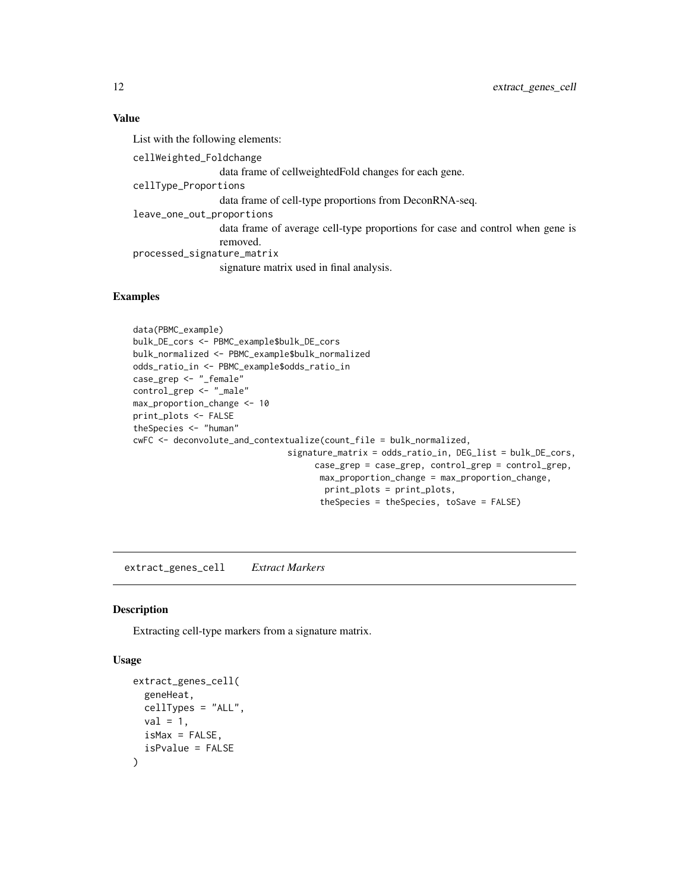### Value

List with the following elements:

cellWeighted_Foldchange
: data frame of cellweightedFold changes for each gene.

cellType_Proportions
: data frame of cell-type proportions from DeconRNA-seq.

leave_one_out_proportions
: data frame of average cell-type proportions for case and control when gene is removed.

processed_signature_matrix
: signature matrix used in final analysis.

### Examples

```
data(PBMC_example)
bulk_DE_cors <- PBMC_example$bulk_DE_cors
bulk_normalized <- PBMC_example$bulk_normalized
odds_ratio_in <- PBMC_example$odds_ratio_in
case_grep <- "_female"
control_grep <- "_male"
max_proportion_change <- 10
print_plots <- FALSE
theSpecies <- "human"
cwFC <- deconvolute_and_contextualize(count_file = bulk_normalized,
                              signature_matrix = odds_ratio_in, DEG_list = bulk_DE_cors,
                                   case_grep = case_grep, control_grep = control_grep,
                                    max_proportion_change = max_proportion_change,
                                     print_plots = print_plots,
                                    theSpecies = theSpecies, toSave = FALSE)
```

---

## extract_genes_cell    *Extract Markers*

### Description

Extracting cell-type markers from a signature matrix.

### Usage

```
extract_genes_cell(
  geneHeat,
  cellTypes = "ALL",
  val = 1,
  isMax = FALSE,
  isPvalue = FALSE
)
```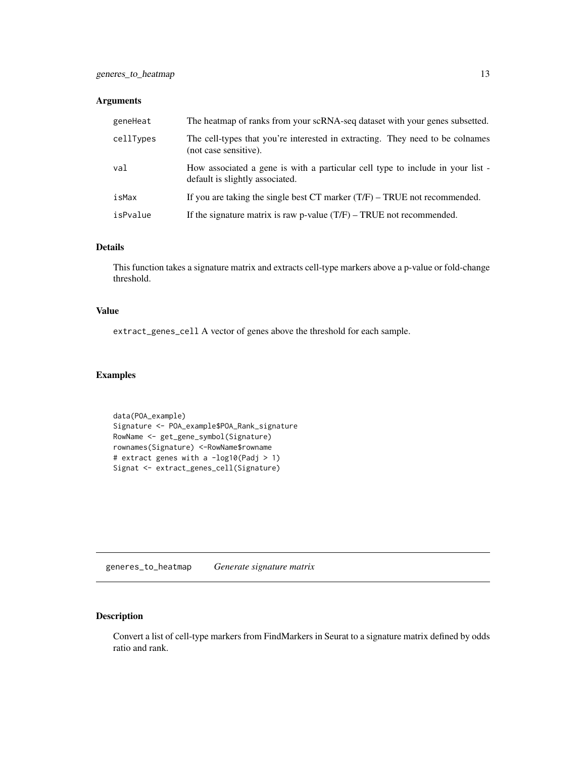## Arguments

| | |
|---|---|
| geneHeat | The heatmap of ranks from your scRNA-seq dataset with your genes subsetted. |
| cellTypes | The cell-types that you're interested in extracting. They need to be colnames (not case sensitive). |
| val | How associated a gene is with a particular cell type to include in your list - default is slightly associated. |
| isMax | If you are taking the single best CT marker (T/F) – TRUE not recommended. |
| isPvalue | If the signature matrix is raw p-value (T/F) – TRUE not recommended. |

## Details

This function takes a signature matrix and extracts cell-type markers above a p-value or fold-change threshold.

## Value

`extract_genes_cell` A vector of genes above the threshold for each sample.

## Examples

```
data(POA_example)
Signature <- POA_example$POA_Rank_signature
RowName <- get_gene_symbol(Signature)
rownames(Signature) <-RowName$rowname
# extract genes with a -log10(Padj > 1)
Signat <- extract_genes_cell(Signature)
```

---

# generes_to_heatmap *Generate signature matrix*

## Description

Convert a list of cell-type markers from FindMarkers in Seurat to a signature matrix defined by odds ratio and rank.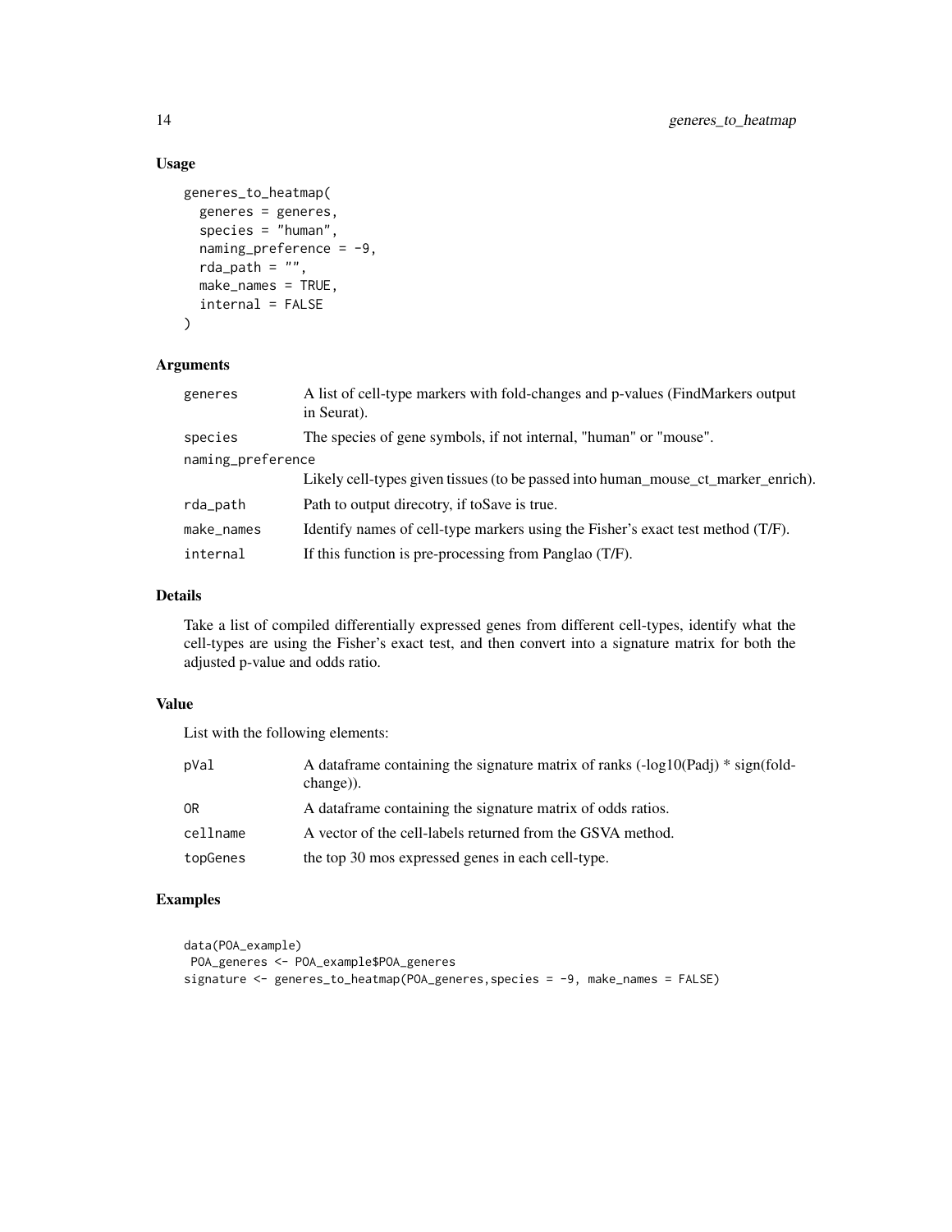## Usage

```
generes_to_heatmap(
  generes = generes,
  species = "human",
  naming_preference = -9,
  rda_path = "",
  make_names = TRUE,
  internal = FALSE
)
```

## Arguments

| | |
|---|---|
| generes | A list of cell-type markers with fold-changes and p-values (FindMarkers output in Seurat). |
| species | The species of gene symbols, if not internal, "human" or "mouse". |
| naming_preference | Likely cell-types given tissues (to be passed into human_mouse_ct_marker_enrich). |
| rda_path | Path to output direcotry, if toSave is true. |
| make_names | Identify names of cell-type markers using the Fisher's exact test method (T/F). |
| internal | If this function is pre-processing from Panglao (T/F). |

## Details

Take a list of compiled differentially expressed genes from different cell-types, identify what the cell-types are using the Fisher's exact test, and then convert into a signature matrix for both the adjusted p-value and odds ratio.

## Value

List with the following elements:

| | |
|---|---|
| pVal | A dataframe containing the signature matrix of ranks (-log10(Padj) * sign(fold-change)). |
| OR | A dataframe containing the signature matrix of odds ratios. |
| cellname | A vector of the cell-labels returned from the GSVA method. |
| topGenes | the top 30 mos expressed genes in each cell-type. |

## Examples

```
data(POA_example)
 POA_generes <- POA_example$POA_generes
signature <- generes_to_heatmap(POA_generes,species = -9, make_names = FALSE)
```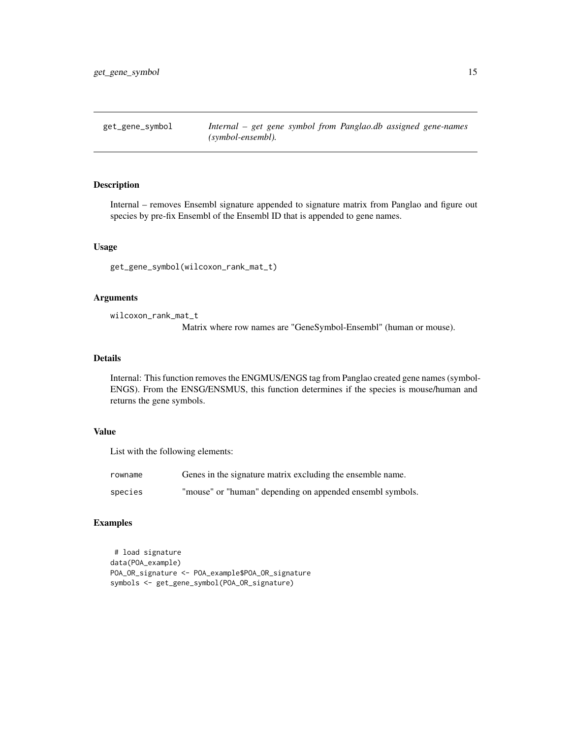## get_gene_symbol *Internal – get gene symbol from Panglao.db assigned gene-names (symbol-ensembl).*

### Description

Internal – removes Ensembl signature appended to signature matrix from Panglao and figure out species by pre-fix Ensembl of the Ensembl ID that is appended to gene names.

### Usage

```
get_gene_symbol(wilcoxon_rank_mat_t)
```

### Arguments

| | |
|---|---|
| wilcoxon_rank_mat_t | Matrix where row names are "GeneSymbol-Ensembl" (human or mouse). |

### Details

Internal: This function removes the ENGMUS/ENGS tag from Panglao created gene names (symbol-ENGS). From the ENSG/ENSMUS, this function determines if the species is mouse/human and returns the gene symbols.

### Value

List with the following elements:

| | |
|---|---|
| rowname | Genes in the signature matrix excluding the ensemble name. |
| species | "mouse" or "human" depending on appended ensembl symbols. |

### Examples

```
 # load signature
data(POA_example)
POA_OR_signature <- POA_example$POA_OR_signature
symbols <- get_gene_symbol(POA_OR_signature)
```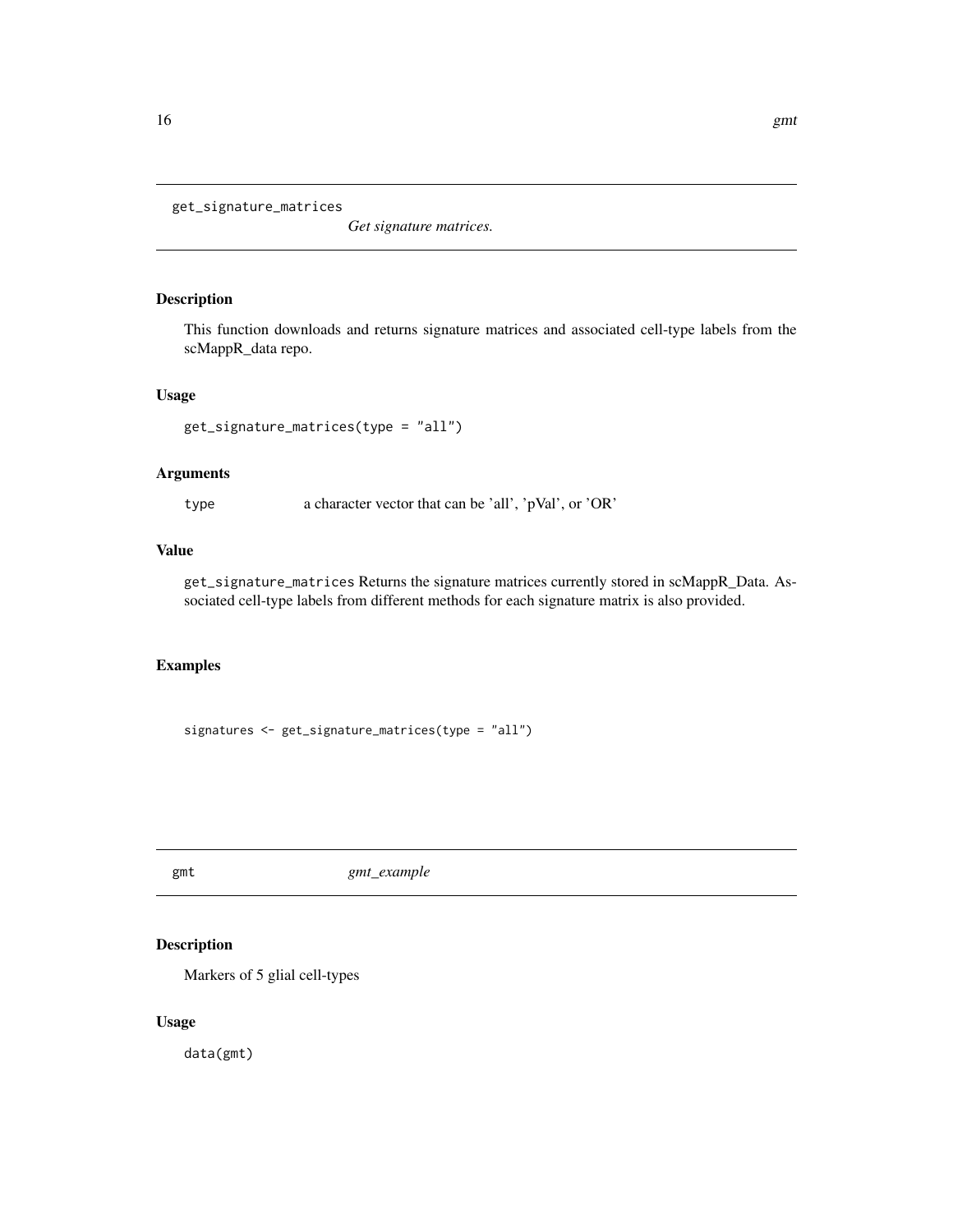## get_signature_matrices

*Get signature matrices.*

### Description

This function downloads and returns signature matrices and associated cell-type labels from the scMappR_data repo.

### Usage

```
get_signature_matrices(type = "all")
```

### Arguments

| | |
|---|---|
| type | a character vector that can be 'all', 'pVal', or 'OR' |

### Value

get_signature_matrices Returns the signature matrices currently stored in scMappR_Data. Associated cell-type labels from different methods for each signature matrix is also provided.

### Examples

```
signatures <- get_signature_matrices(type = "all")
```

## gmt

*gmt_example*

### Description

Markers of 5 glial cell-types

### Usage

```
data(gmt)
```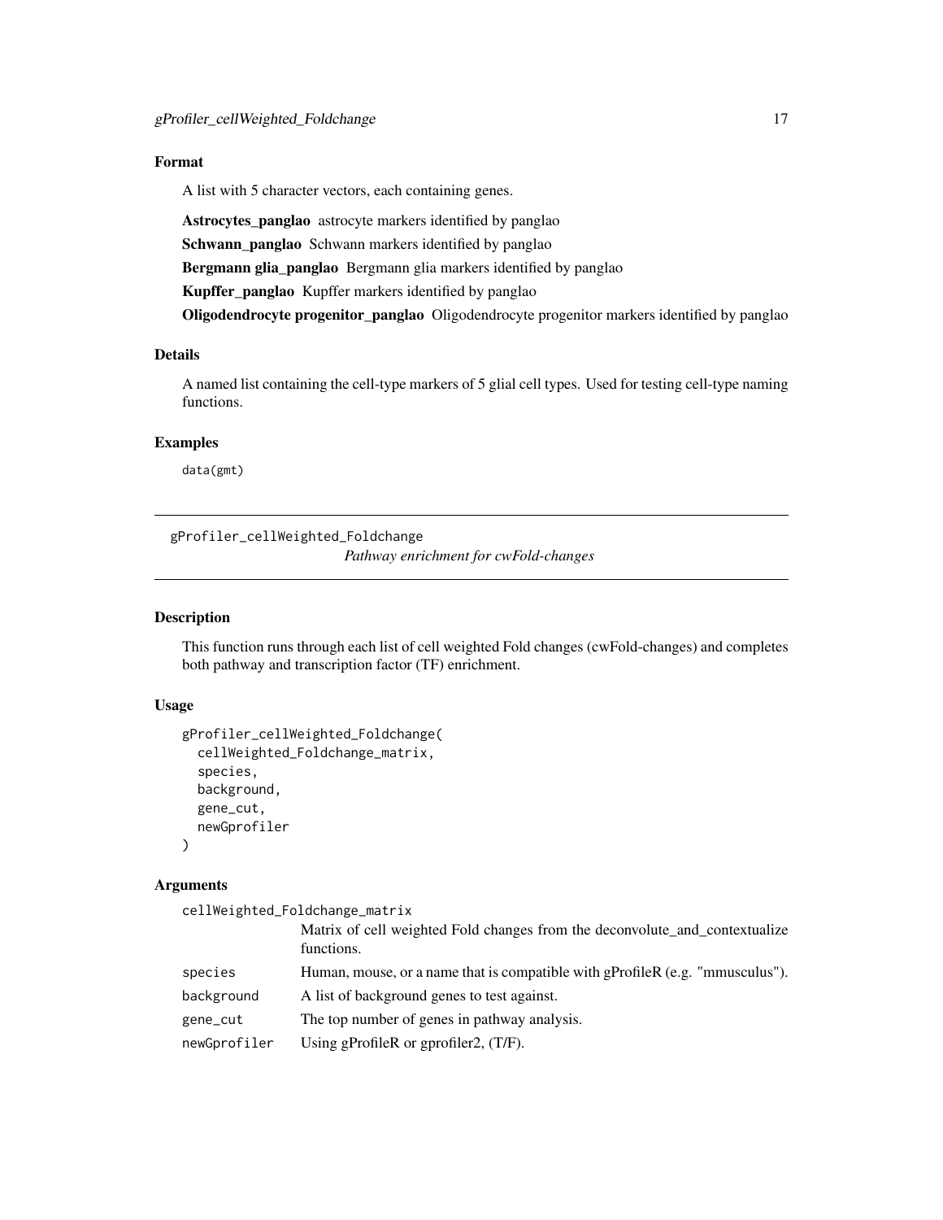### Format

A list with 5 character vectors, each containing genes.

**Astrocytes_panglao** astrocyte markers identified by panglao

**Schwann_panglao** Schwann markers identified by panglao

**Bergmann glia_panglao** Bergmann glia markers identified by panglao

**Kupffer_panglao** Kupffer markers identified by panglao

**Oligodendrocyte progenitor_panglao** Oligodendrocyte progenitor markers identified by panglao

### Details

A named list containing the cell-type markers of 5 glial cell types. Used for testing cell-type naming functions.

### Examples

```
data(gmt)
```

---

## gProfiler_cellWeighted_Foldchange

*Pathway enrichment for cwFold-changes*

---

### Description

This function runs through each list of cell weighted Fold changes (cwFold-changes) and completes both pathway and transcription factor (TF) enrichment.

### Usage

```
gProfiler_cellWeighted_Foldchange(
  cellWeighted_Foldchange_matrix,
  species,
  background,
  gene_cut,
  newGprofiler
)
```

### Arguments

| | |
|---|---|
| `cellWeighted_Foldchange_matrix` | Matrix of cell weighted Fold changes from the deconvolute_and_contextualize functions. |
| `species` | Human, mouse, or a name that is compatible with gProfileR (e.g. "mmusculus"). |
| `background` | A list of background genes to test against. |
| `gene_cut` | The top number of genes in pathway analysis. |
| `newGprofiler` | Using gProfileR or gprofiler2, (T/F). |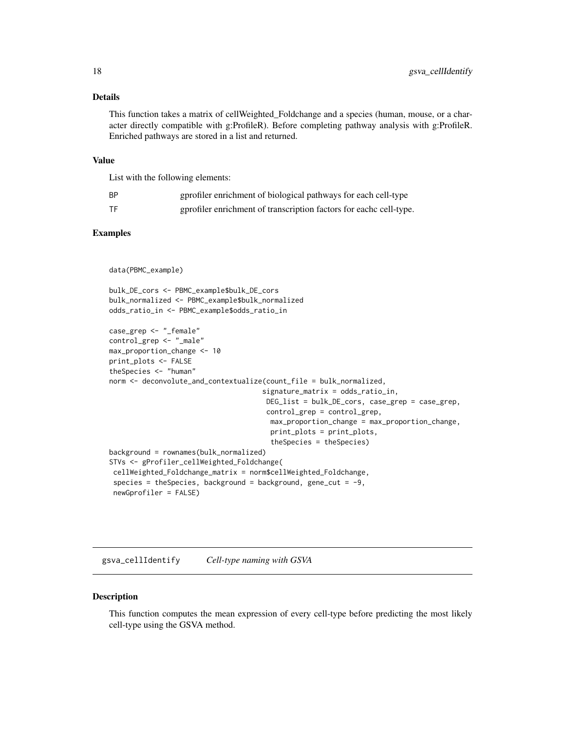## Details

This function takes a matrix of cellWeighted_Foldchange and a species (human, mouse, or a character directly compatible with g:ProfileR). Before completing pathway analysis with g:ProfileR. Enriched pathways are stored in a list and returned.

## Value

List with the following elements:

| | |
|---|---|
| `BP` | gprofiler enrichment of biological pathways for each cell-type |
| `TF` | gprofiler enrichment of transcription factors for eachc cell-type. |

## Examples

```
data(PBMC_example)

bulk_DE_cors <- PBMC_example$bulk_DE_cors
bulk_normalized <- PBMC_example$bulk_normalized
odds_ratio_in <- PBMC_example$odds_ratio_in

case_grep <- "_female"
control_grep <- "_male"
max_proportion_change <- 10
print_plots <- FALSE
theSpecies <- "human"
norm <- deconvolute_and_contextualize(count_file = bulk_normalized,
                                     signature_matrix = odds_ratio_in,
                                      DEG_list = bulk_DE_cors, case_grep = case_grep,
                                      control_grep = control_grep,
                                       max_proportion_change = max_proportion_change,
                                       print_plots = print_plots,
                                       theSpecies = theSpecies)
background = rownames(bulk_normalized)
STVs <- gProfiler_cellWeighted_Foldchange(
 cellWeighted_Foldchange_matrix = norm$cellWeighted_Foldchange,
 species = theSpecies, background = background, gene_cut = -9,
 newGprofiler = FALSE)
```

---

# `gsva_cellIdentify` *Cell-type naming with GSVA*

---

## Description

This function computes the mean expression of every cell-type before predicting the most likely cell-type using the GSVA method.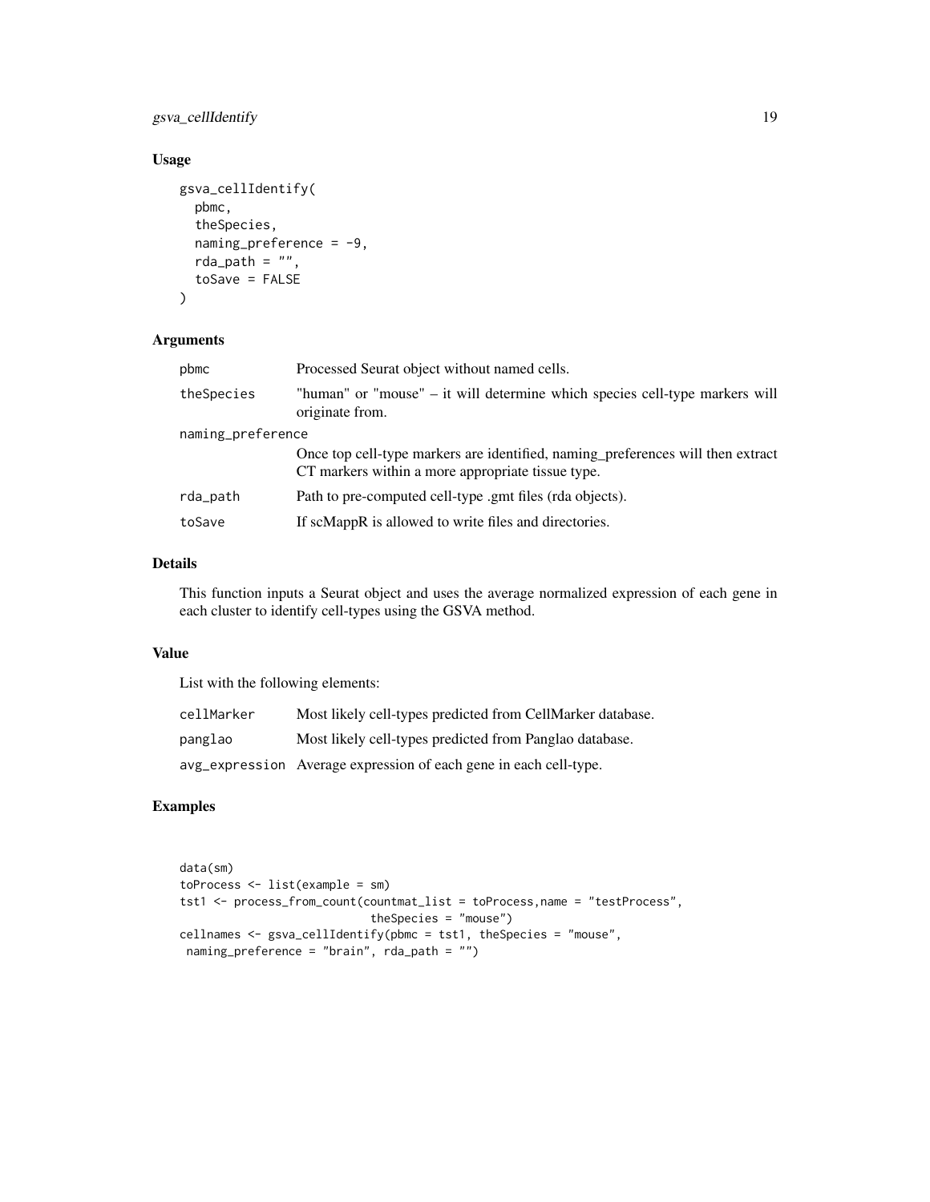## Usage

```
gsva_cellIdentify(
  pbmc,
  theSpecies,
  naming_preference = -9,
  rda_path = "",
  toSave = FALSE
)
```

## Arguments

| | |
|---|---|
| pbmc | Processed Seurat object without named cells. |
| theSpecies | "human" or "mouse" – it will determine which species cell-type markers will originate from. |
| naming_preference | Once top cell-type markers are identified, naming_preferences will then extract CT markers within a more appropriate tissue type. |
| rda_path | Path to pre-computed cell-type .gmt files (rda objects). |
| toSave | If scMappR is allowed to write files and directories. |

## Details

This function inputs a Seurat object and uses the average normalized expression of each gene in each cluster to identify cell-types using the GSVA method.

## Value

List with the following elements:

| | |
|---|---|
| cellMarker | Most likely cell-types predicted from CellMarker database. |
| panglao | Most likely cell-types predicted from Panglao database. |
| avg_expression | Average expression of each gene in each cell-type. |

## Examples

```
data(sm)
toProcess <- list(example = sm)
tst1 <- process_from_count(countmat_list = toProcess,name = "testProcess",
                           theSpecies = "mouse")
cellnames <- gsva_cellIdentify(pbmc = tst1, theSpecies = "mouse",
 naming_preference = "brain", rda_path = "")
```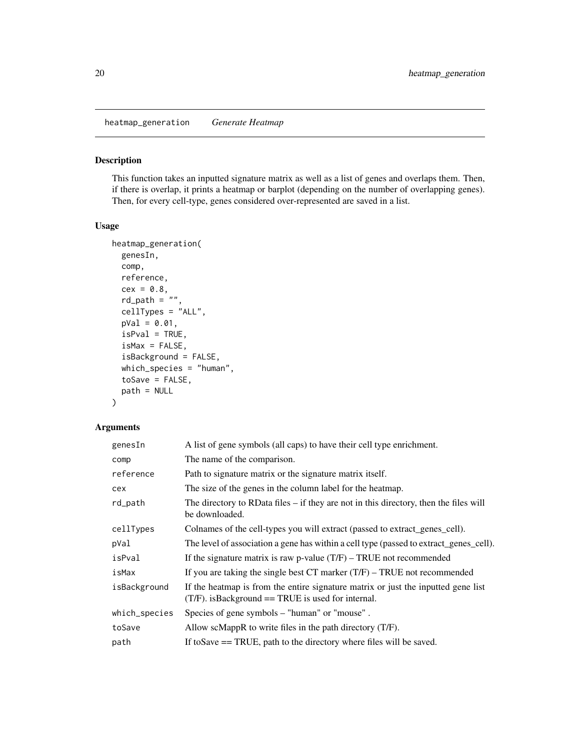## heatmap_generation *Generate Heatmap*

### Description

This function takes an inputted signature matrix as well as a list of genes and overlaps them. Then, if there is overlap, it prints a heatmap or barplot (depending on the number of overlapping genes). Then, for every cell-type, genes considered over-represented are saved in a list.

### Usage

```
heatmap_generation(
  genesIn,
  comp,
  reference,
  cex = 0.8,
  rd_path = "",
  cellTypes = "ALL",
  pVal = 0.01,
  isPval = TRUE,
  isMax = FALSE,
  isBackground = FALSE,
  which_species = "human",
  toSave = FALSE,
  path = NULL
)
```

### Arguments

| | |
|---|---|
| genesIn | A list of gene symbols (all caps) to have their cell type enrichment. |
| comp | The name of the comparison. |
| reference | Path to signature matrix or the signature matrix itself. |
| cex | The size of the genes in the column label for the heatmap. |
| rd_path | The directory to RData files – if they are not in this directory, then the files will be downloaded. |
| cellTypes | Colnames of the cell-types you will extract (passed to extract_genes_cell). |
| pVal | The level of association a gene has within a cell type (passed to extract_genes_cell). |
| isPval | If the signature matrix is raw p-value (T/F) – TRUE not recommended |
| isMax | If you are taking the single best CT marker (T/F) – TRUE not recommended |
| isBackground | If the heatmap is from the entire signature matrix or just the inputted gene list (T/F). isBackground == TRUE is used for internal. |
| which_species | Species of gene symbols – "human" or "mouse" . |
| toSave | Allow scMappR to write files in the path directory (T/F). |
| path | If toSave == TRUE, path to the directory where files will be saved. |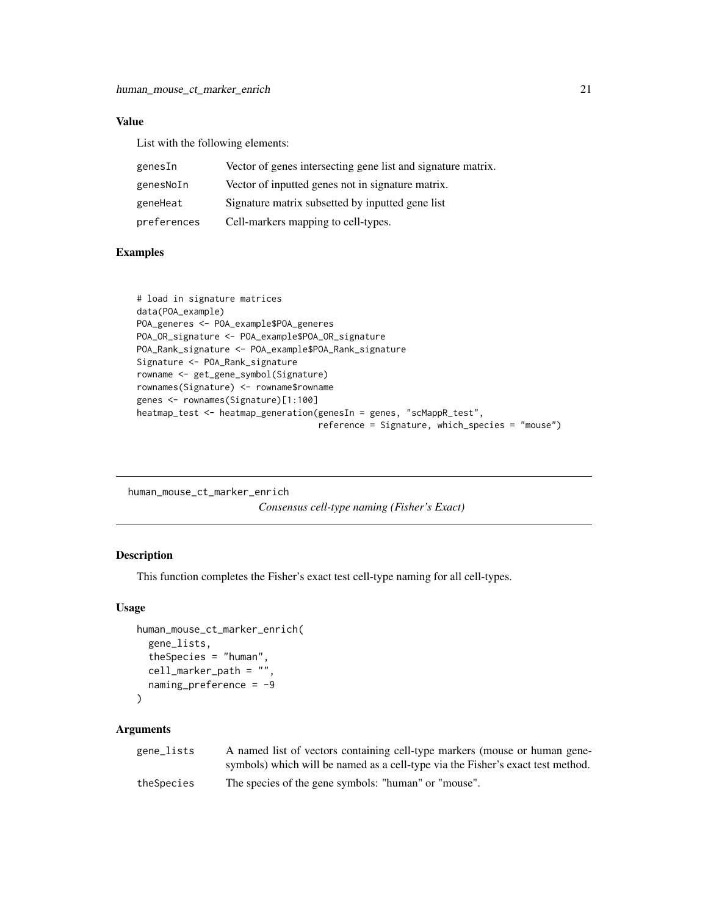### Value

List with the following elements:

| | |
|---|---|
| genesIn | Vector of genes intersecting gene list and signature matrix. |
| genesNoIn | Vector of inputted genes not in signature matrix. |
| geneHeat | Signature matrix subsetted by inputted gene list |
| preferences | Cell-markers mapping to cell-types. |

### Examples

```
# load in signature matrices
data(POA_example)
POA_generes <- POA_example$POA_generes
POA_OR_signature <- POA_example$POA_OR_signature
POA_Rank_signature <- POA_example$POA_Rank_signature
Signature <- POA_Rank_signature
rowname <- get_gene_symbol(Signature)
rownames(Signature) <- rowname$rowname
genes <- rownames(Signature)[1:100]
heatmap_test <- heatmap_generation(genesIn = genes, "scMappR_test",
                                   reference = Signature, which_species = "mouse")
```

---

## human_mouse_ct_marker_enrich

*Consensus cell-type naming (Fisher's Exact)*

### Description

This function completes the Fisher's exact test cell-type naming for all cell-types.

### Usage

```
human_mouse_ct_marker_enrich(
  gene_lists,
  theSpecies = "human",
  cell_marker_path = "",
  naming_preference = -9
)
```

### Arguments

| | |
|---|---|
| gene_lists | A named list of vectors containing cell-type markers (mouse or human gene-symbols) which will be named as a cell-type via the Fisher's exact test method. |
| theSpecies | The species of the gene symbols: "human" or "mouse". |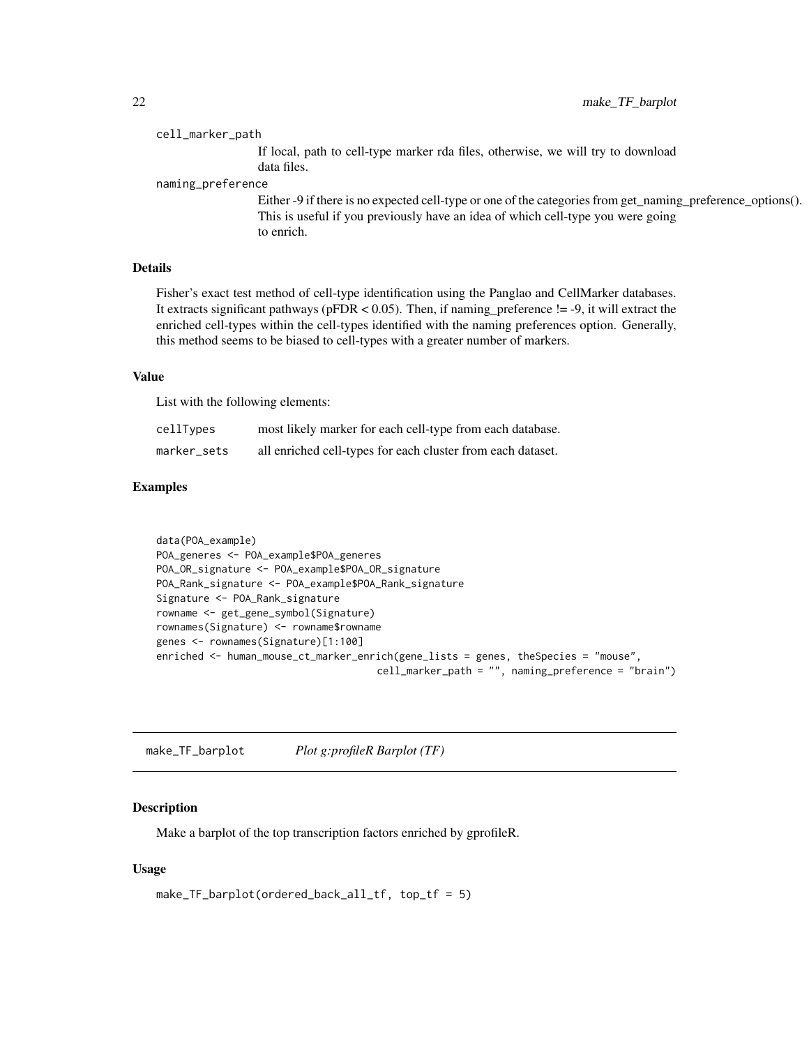cell_marker_path
: If local, path to cell-type marker rda files, otherwise, we will try to download data files.

naming_preference
: Either -9 if there is no expected cell-type or one of the categories from get_naming_preference_options(). This is useful if you previously have an idea of which cell-type you were going to enrich.

### Details

Fisher's exact test method of cell-type identification using the Panglao and CellMarker databases. It extracts significant pathways (pFDR < 0.05). Then, if naming_preference != -9, it will extract the enriched cell-types within the cell-types identified with the naming preferences option. Generally, this method seems to be biased to cell-types with a greater number of markers.

### Value

List with the following elements:

| | |
|---|---|
| cellTypes | most likely marker for each cell-type from each database. |
| marker_sets | all enriched cell-types for each cluster from each dataset. |

### Examples

```
data(POA_example)
POA_generes <- POA_example$POA_generes
POA_OR_signature <- POA_example$POA_OR_signature
POA_Rank_signature <- POA_example$POA_Rank_signature
Signature <- POA_Rank_signature
rowname <- get_gene_symbol(Signature)
rownames(Signature) <- rowname$rowname
genes <- rownames(Signature)[1:100]
enriched <- human_mouse_ct_marker_enrich(gene_lists = genes, theSpecies = "mouse",
                                    cell_marker_path = "", naming_preference = "brain")
```

---

## make_TF_barplot — *Plot g:profileR Barplot (TF)*

### Description

Make a barplot of the top transcription factors enriched by gprofileR.

### Usage

```
make_TF_barplot(ordered_back_all_tf, top_tf = 5)
```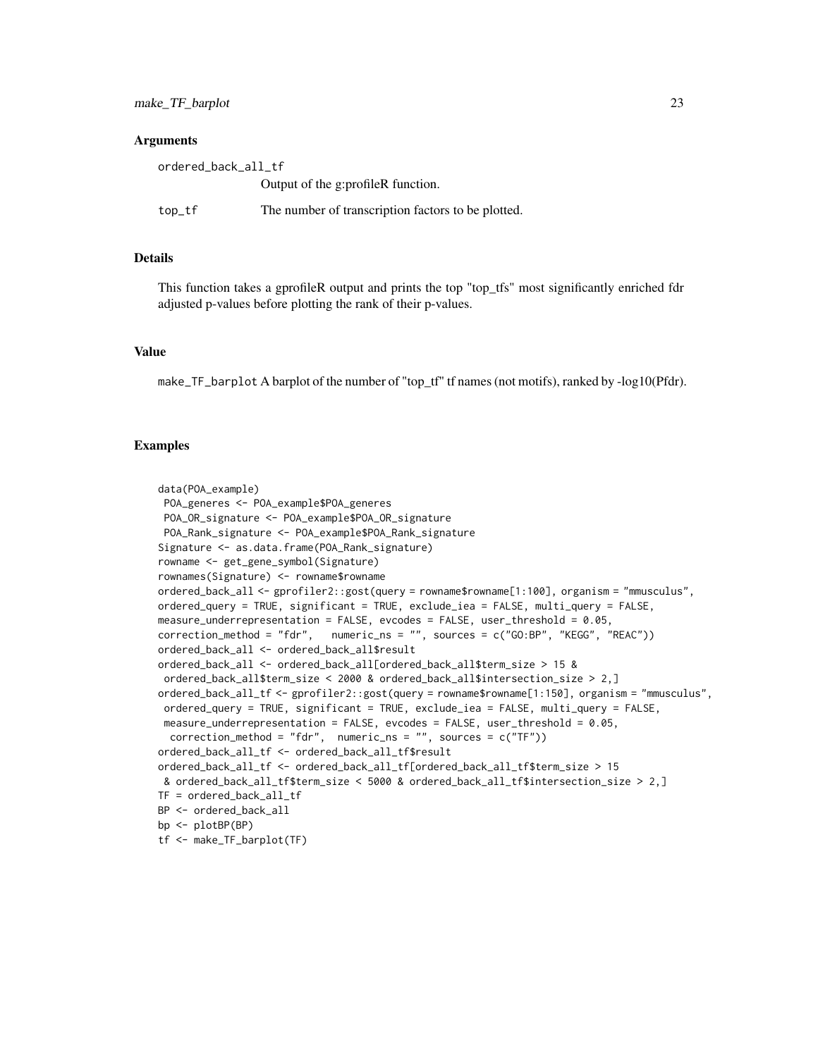## Arguments

ordered_back_all_tf
: Output of the g:profileR function.

top_tf
: The number of transcription factors to be plotted.

## Details

This function takes a gprofileR output and prints the top "top_tfs" most significantly enriched fdr adjusted p-values before plotting the rank of their p-values.

## Value

make_TF_barplot A barplot of the number of "top_tf" tf names (not motifs), ranked by -log10(Pfdr).

## Examples

```
data(POA_example)
 POA_generes <- POA_example$POA_generes
 POA_OR_signature <- POA_example$POA_OR_signature
 POA_Rank_signature <- POA_example$POA_Rank_signature
Signature <- as.data.frame(POA_Rank_signature)
rowname <- get_gene_symbol(Signature)
rownames(Signature) <- rowname$rowname
ordered_back_all <- gprofiler2::gost(query = rowname$rowname[1:100], organism = "mmusculus",
ordered_query = TRUE, significant = TRUE, exclude_iea = FALSE, multi_query = FALSE,
measure_underrepresentation = FALSE, evcodes = FALSE, user_threshold = 0.05,
correction_method = "fdr",   numeric_ns = "", sources = c("GO:BP", "KEGG", "REAC"))
ordered_back_all <- ordered_back_all$result
ordered_back_all <- ordered_back_all[ordered_back_all$term_size > 15 &
 ordered_back_all$term_size < 2000 & ordered_back_all$intersection_size > 2,]
ordered_back_all_tf <- gprofiler2::gost(query = rowname$rowname[1:150], organism = "mmusculus",
 ordered_query = TRUE, significant = TRUE, exclude_iea = FALSE, multi_query = FALSE,
 measure_underrepresentation = FALSE, evcodes = FALSE, user_threshold = 0.05,
  correction_method = "fdr",  numeric_ns = "", sources = c("TF"))
ordered_back_all_tf <- ordered_back_all_tf$result
ordered_back_all_tf <- ordered_back_all_tf[ordered_back_all_tf$term_size > 15
 & ordered_back_all_tf$term_size < 5000 & ordered_back_all_tf$intersection_size > 2,]
TF = ordered_back_all_tf
BP <- ordered_back_all
bp <- plotBP(BP)
tf <- make_TF_barplot(TF)
```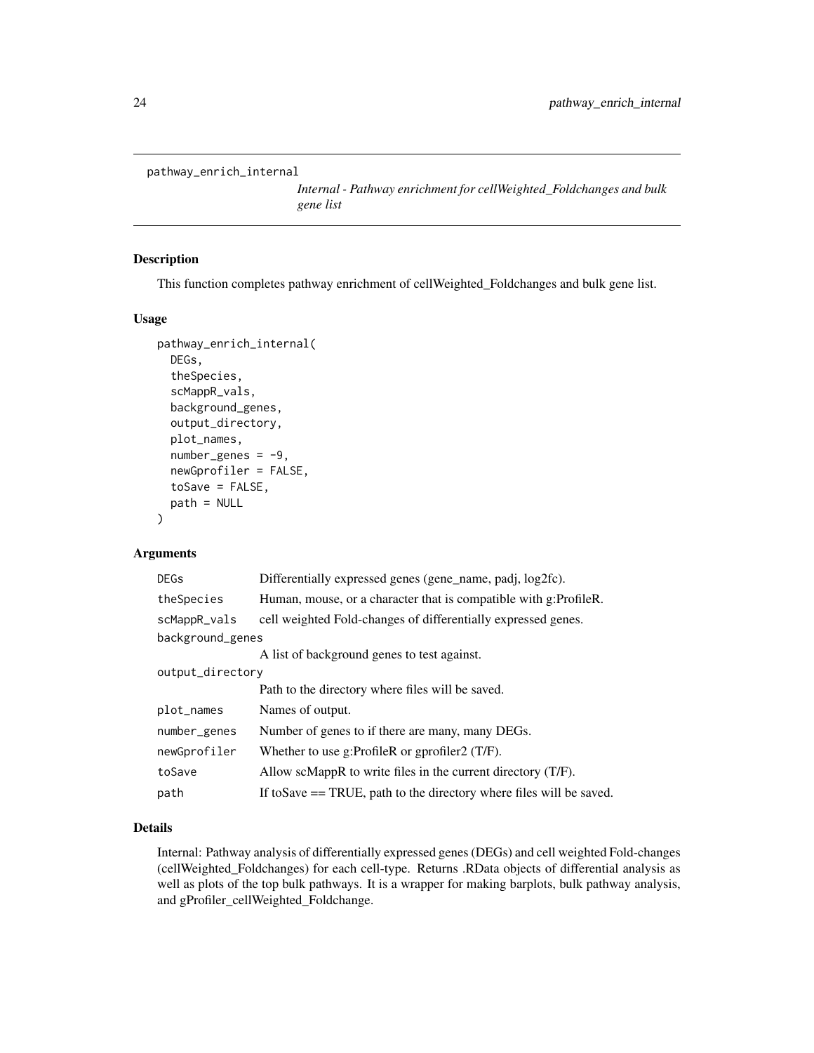`pathway_enrich_internal`

*Internal - Pathway enrichment for cellWeighted_Foldchanges and bulk gene list*

## Description

This function completes pathway enrichment of cellWeighted_Foldchanges and bulk gene list.

## Usage

```
pathway_enrich_internal(
  DEGs,
  theSpecies,
  scMappR_vals,
  background_genes,
  output_directory,
  plot_names,
  number_genes = -9,
  newGprofiler = FALSE,
  toSave = FALSE,
  path = NULL
)
```

## Arguments

| | |
|---|---|
| `DEGs` | Differentially expressed genes (gene_name, padj, log2fc). |
| `theSpecies` | Human, mouse, or a character that is compatible with g:ProfileR. |
| `scMappR_vals` | cell weighted Fold-changes of differentially expressed genes. |
| `background_genes` | A list of background genes to test against. |
| `output_directory` | Path to the directory where files will be saved. |
| `plot_names` | Names of output. |
| `number_genes` | Number of genes to if there are many, many DEGs. |
| `newGprofiler` | Whether to use g:ProfileR or gprofiler2 (T/F). |
| `toSave` | Allow scMappR to write files in the current directory (T/F). |
| `path` | If toSave == TRUE, path to the directory where files will be saved. |

## Details

Internal: Pathway analysis of differentially expressed genes (DEGs) and cell weighted Fold-changes (cellWeighted_Foldchanges) for each cell-type. Returns .RData objects of differential analysis as well as plots of the top bulk pathways. It is a wrapper for making barplots, bulk pathway analysis, and gProfiler_cellWeighted_Foldchange.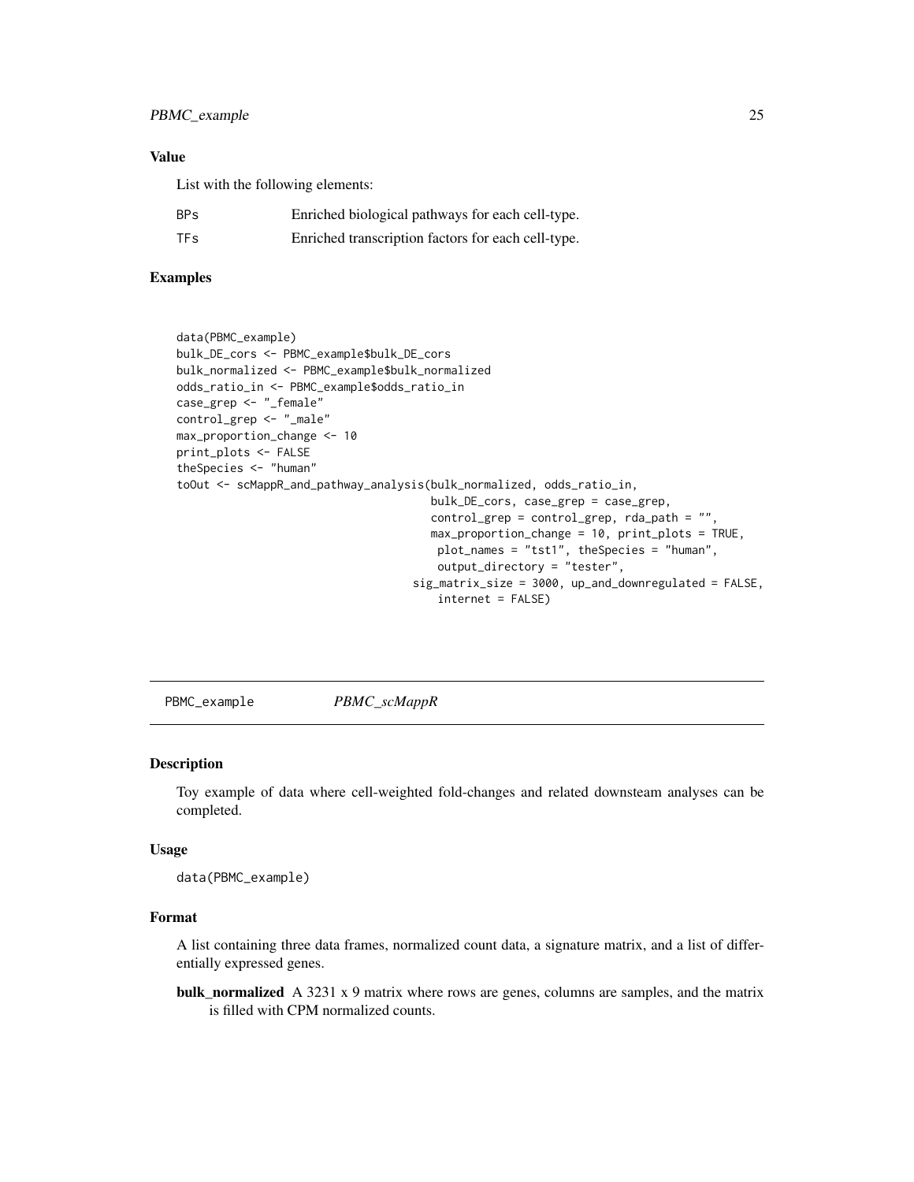### Value

List with the following elements:

| | |
|---|---|
| BPs | Enriched biological pathways for each cell-type. |
| TFs | Enriched transcription factors for each cell-type. |

### Examples

```
data(PBMC_example)
bulk_DE_cors <- PBMC_example$bulk_DE_cors
bulk_normalized <- PBMC_example$bulk_normalized
odds_ratio_in <- PBMC_example$odds_ratio_in
case_grep <- "_female"
control_grep <- "_male"
max_proportion_change <- 10
print_plots <- FALSE
theSpecies <- "human"
toOut <- scMappR_and_pathway_analysis(bulk_normalized, odds_ratio_in,
                                      bulk_DE_cors, case_grep = case_grep,
                                      control_grep = control_grep, rda_path = "",
                                      max_proportion_change = 10, print_plots = TRUE,
                                       plot_names = "tst1", theSpecies = "human",
                                       output_directory = "tester",
                                   sig_matrix_size = 3000, up_and_downregulated = FALSE,
                                       internet = FALSE)
```

---

## PBMC_example — *PBMC_scMappR*

### Description

Toy example of data where cell-weighted fold-changes and related downsteam analyses can be completed.

### Usage

```
data(PBMC_example)
```

### Format

A list containing three data frames, normalized count data, a signature matrix, and a list of differentially expressed genes.

**bulk_normalized** A 3231 x 9 matrix where rows are genes, columns are samples, and the matrix is filled with CPM normalized counts.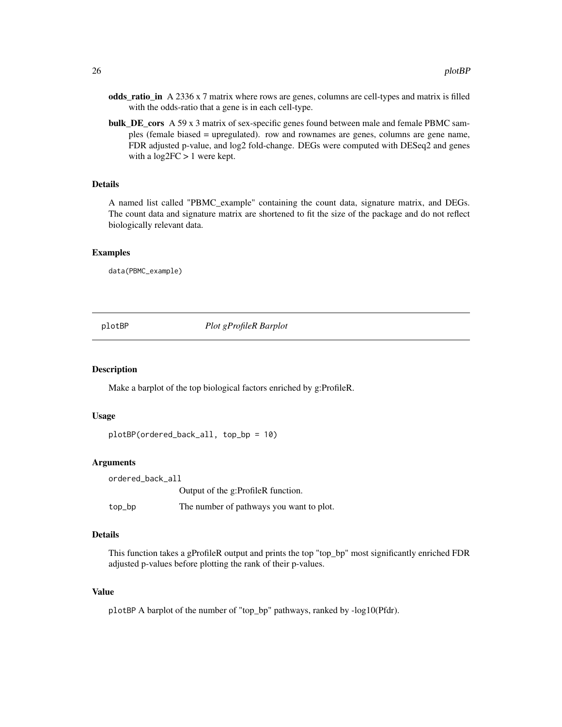**odds_ratio_in** A 2336 x 7 matrix where rows are genes, columns are cell-types and matrix is filled with the odds-ratio that a gene is in each cell-type.

**bulk_DE_cors** A 59 x 3 matrix of sex-specific genes found between male and female PBMC samples (female biased = upregulated). row and rownames are genes, columns are gene name, FDR adjusted p-value, and log2 fold-change. DEGs were computed with DESeq2 and genes with a log2FC > 1 were kept.

### Details

A named list called "PBMC_example" containing the count data, signature matrix, and DEGs. The count data and signature matrix are shortened to fit the size of the package and do not reflect biologically relevant data.

### Examples

```
data(PBMC_example)
```

---

## plotBP *Plot gProfileR Barplot*

---

### Description

Make a barplot of the top biological factors enriched by g:ProfileR.

### Usage

```
plotBP(ordered_back_all, top_bp = 10)
```

### Arguments

| | |
|---|---|
| ordered_back_all | Output of the g:ProfileR function. |
| top_bp | The number of pathways you want to plot. |

### Details

This function takes a gProfileR output and prints the top "top_bp" most significantly enriched FDR adjusted p-values before plotting the rank of their p-values.

### Value

plotBP A barplot of the number of "top_bp" pathways, ranked by -log10(Pfdr).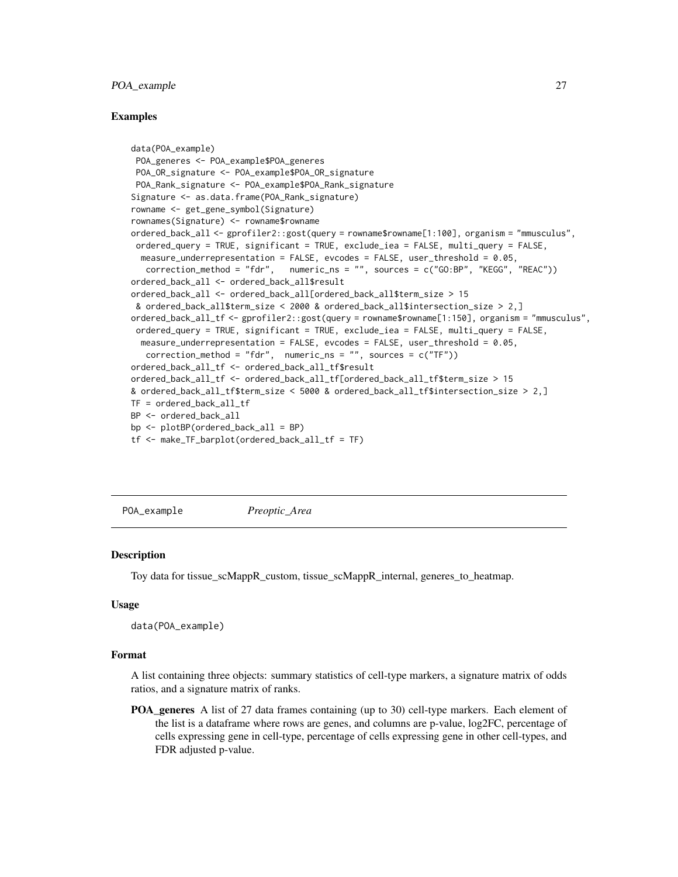## Examples

```
data(POA_example)
 POA_generes <- POA_example$POA_generes
 POA_OR_signature <- POA_example$POA_OR_signature
 POA_Rank_signature <- POA_example$POA_Rank_signature
Signature <- as.data.frame(POA_Rank_signature)
rowname <- get_gene_symbol(Signature)
rownames(Signature) <- rowname$rowname
ordered_back_all <- gprofiler2::gost(query = rowname$rowname[1:100], organism = "mmusculus",
 ordered_query = TRUE, significant = TRUE, exclude_iea = FALSE, multi_query = FALSE,
  measure_underrepresentation = FALSE, evcodes = FALSE, user_threshold = 0.05,
   correction_method = "fdr",   numeric_ns = "", sources = c("GO:BP", "KEGG", "REAC"))
ordered_back_all <- ordered_back_all$result
ordered_back_all <- ordered_back_all[ordered_back_all$term_size > 15
 & ordered_back_all$term_size < 2000 & ordered_back_all$intersection_size > 2,]
ordered_back_all_tf <- gprofiler2::gost(query = rowname$rowname[1:150], organism = "mmusculus",
 ordered_query = TRUE, significant = TRUE, exclude_iea = FALSE, multi_query = FALSE,
  measure_underrepresentation = FALSE, evcodes = FALSE, user_threshold = 0.05,
   correction_method = "fdr",  numeric_ns = "", sources = c("TF"))
ordered_back_all_tf <- ordered_back_all_tf$result
ordered_back_all_tf <- ordered_back_all_tf[ordered_back_all_tf$term_size > 15
& ordered_back_all_tf$term_size < 5000 & ordered_back_all_tf$intersection_size > 2,]
TF = ordered_back_all_tf
BP <- ordered_back_all
bp <- plotBP(ordered_back_all = BP)
tf <- make_TF_barplot(ordered_back_all_tf = TF)
```

---

# POA_example *Preoptic_Area*

## Description

Toy data for tissue_scMappR_custom, tissue_scMappR_internal, generes_to_heatmap.

## Usage

```
data(POA_example)
```

## Format

A list containing three objects: summary statistics of cell-type markers, a signature matrix of odds ratios, and a signature matrix of ranks.

**POA_generes** A list of 27 data frames containing (up to 30) cell-type markers. Each element of the list is a dataframe where rows are genes, and columns are p-value, log2FC, percentage of cells expressing gene in cell-type, percentage of cells expressing gene in other cell-types, and FDR adjusted p-value.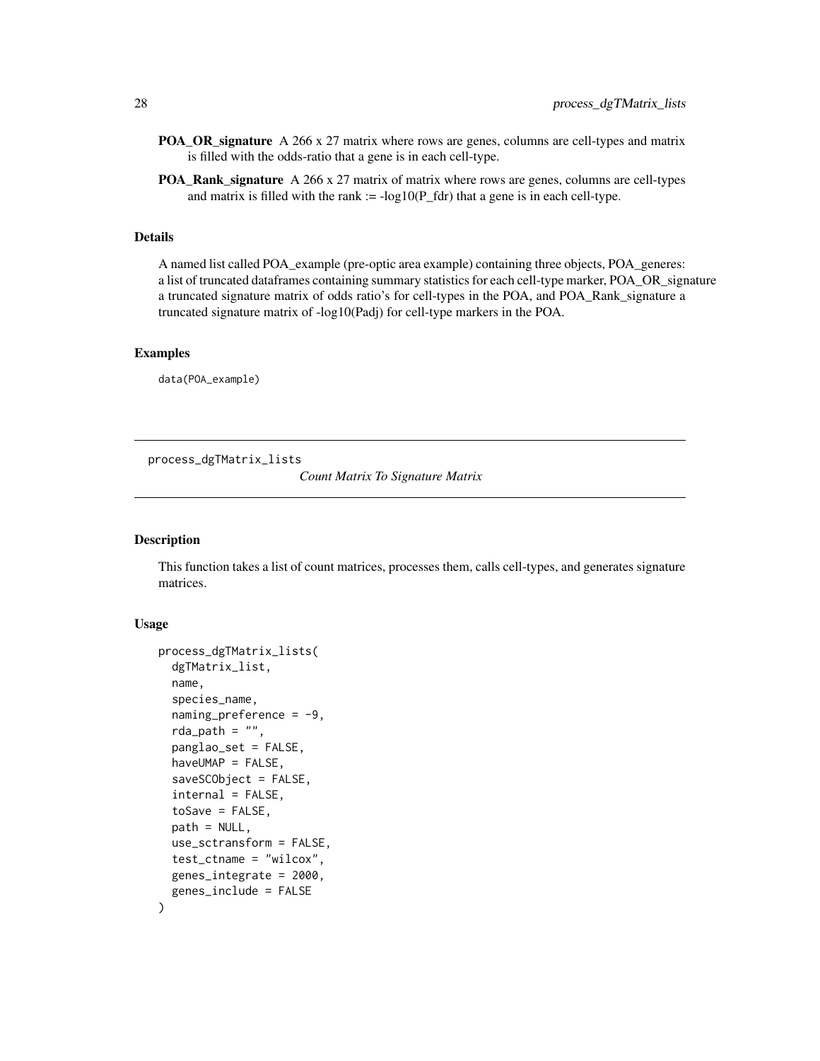**POA_OR_signature** A 266 x 27 matrix where rows are genes, columns are cell-types and matrix is filled with the odds-ratio that a gene is in each cell-type.

**POA_Rank_signature** A 266 x 27 matrix of matrix where rows are genes, columns are cell-types and matrix is filled with the rank := -log10(P_fdr) that a gene is in each cell-type.

### Details

A named list called POA_example (pre-optic area example) containing three objects, POA_generes: a list of truncated dataframes containing summary statistics for each cell-type marker, POA_OR_signature a truncated signature matrix of odds ratio's for cell-types in the POA, and POA_Rank_signature a truncated signature matrix of -log10(Padj) for cell-type markers in the POA.

### Examples

```
data(POA_example)
```

---

## process_dgTMatrix_lists

*Count Matrix To Signature Matrix*

### Description

This function takes a list of count matrices, processes them, calls cell-types, and generates signature matrices.

### Usage

```
process_dgTMatrix_lists(
  dgTMatrix_list,
  name,
  species_name,
  naming_preference = -9,
  rda_path = "",
  panglao_set = FALSE,
  haveUMAP = FALSE,
  saveSCObject = FALSE,
  internal = FALSE,
  toSave = FALSE,
  path = NULL,
  use_sctransform = FALSE,
  test_ctname = "wilcox",
  genes_integrate = 2000,
  genes_include = FALSE
)
```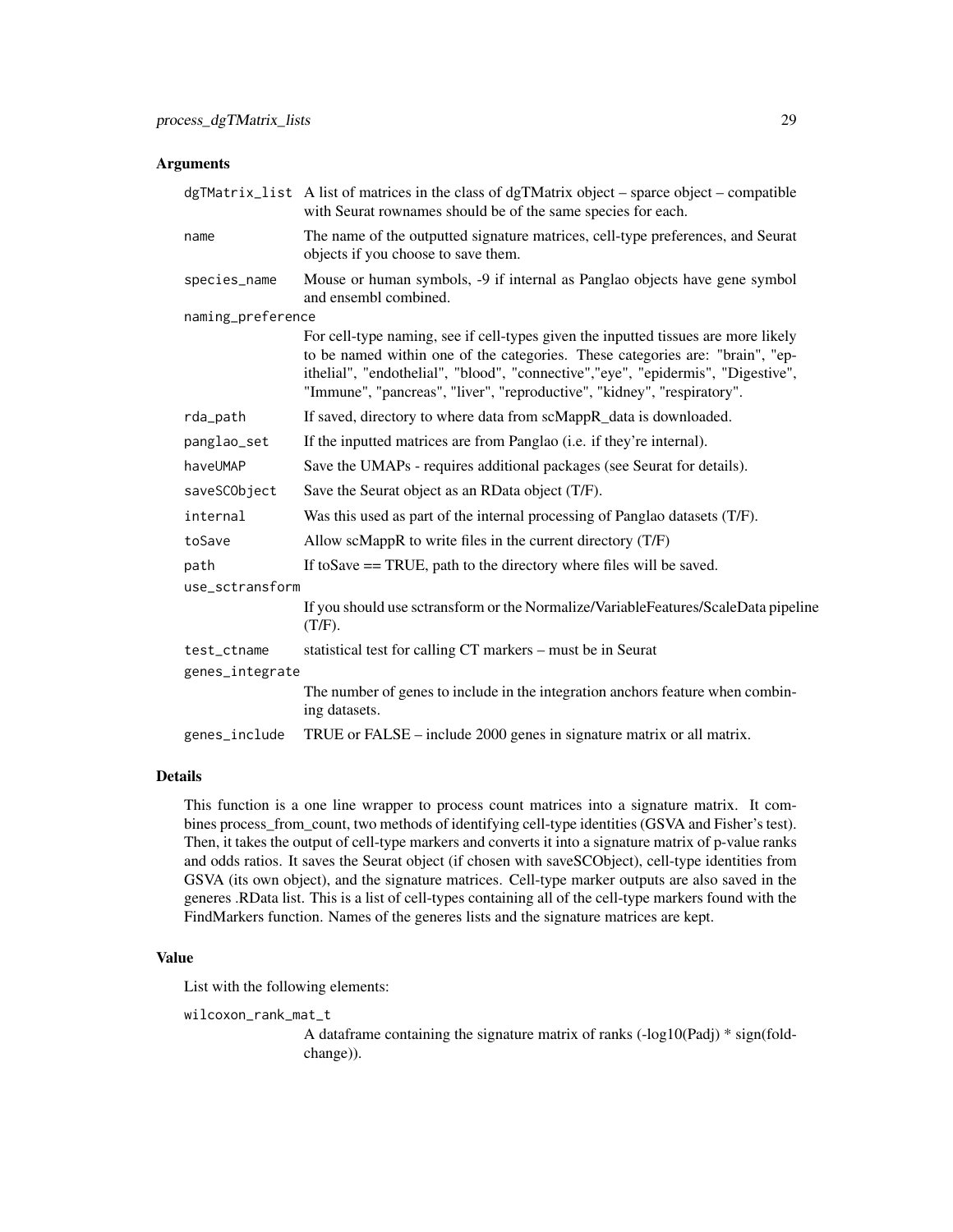## Arguments

| | |
|---|---|
| dgTMatrix_list | A list of matrices in the class of dgTMatrix object – sparce object – compatible with Seurat rownames should be of the same species for each. |
| name | The name of the outputted signature matrices, cell-type preferences, and Seurat objects if you choose to save them. |
| species_name | Mouse or human symbols, -9 if internal as Panglao objects have gene symbol and ensembl combined. |
| naming_preference | For cell-type naming, see if cell-types given the inputted tissues are more likely to be named within one of the categories. These categories are: "brain", "epithelial", "endothelial", "blood", "connective","eye", "epidermis", "Digestive", "Immune", "pancreas", "liver", "reproductive", "kidney", "respiratory". |
| rda_path | If saved, directory to where data from scMappR_data is downloaded. |
| panglao_set | If the inputted matrices are from Panglao (i.e. if they're internal). |
| haveUMAP | Save the UMAPs - requires additional packages (see Seurat for details). |
| saveSCObject | Save the Seurat object as an RData object (T/F). |
| internal | Was this used as part of the internal processing of Panglao datasets (T/F). |
| toSave | Allow scMappR to write files in the current directory (T/F) |
| path | If toSave == TRUE, path to the directory where files will be saved. |
| use_sctransform | If you should use sctransform or the Normalize/VariableFeatures/ScaleData pipeline (T/F). |
| test_ctname | statistical test for calling CT markers – must be in Seurat |
| genes_integrate | The number of genes to include in the integration anchors feature when combining datasets. |
| genes_include | TRUE or FALSE – include 2000 genes in signature matrix or all matrix. |

## Details

This function is a one line wrapper to process count matrices into a signature matrix. It combines process_from_count, two methods of identifying cell-type identities (GSVA and Fisher's test). Then, it takes the output of cell-type markers and converts it into a signature matrix of p-value ranks and odds ratios. It saves the Seurat object (if chosen with saveSCObject), cell-type identities from GSVA (its own object), and the signature matrices. Cell-type marker outputs are also saved in the generes .RData list. This is a list of cell-types containing all of the cell-type markers found with the FindMarkers function. Names of the generes lists and the signature matrices are kept.

## Value

List with the following elements:

wilcoxon_rank_mat_t
: A dataframe containing the signature matrix of ranks (-log10(Padj) * sign(foldchange)).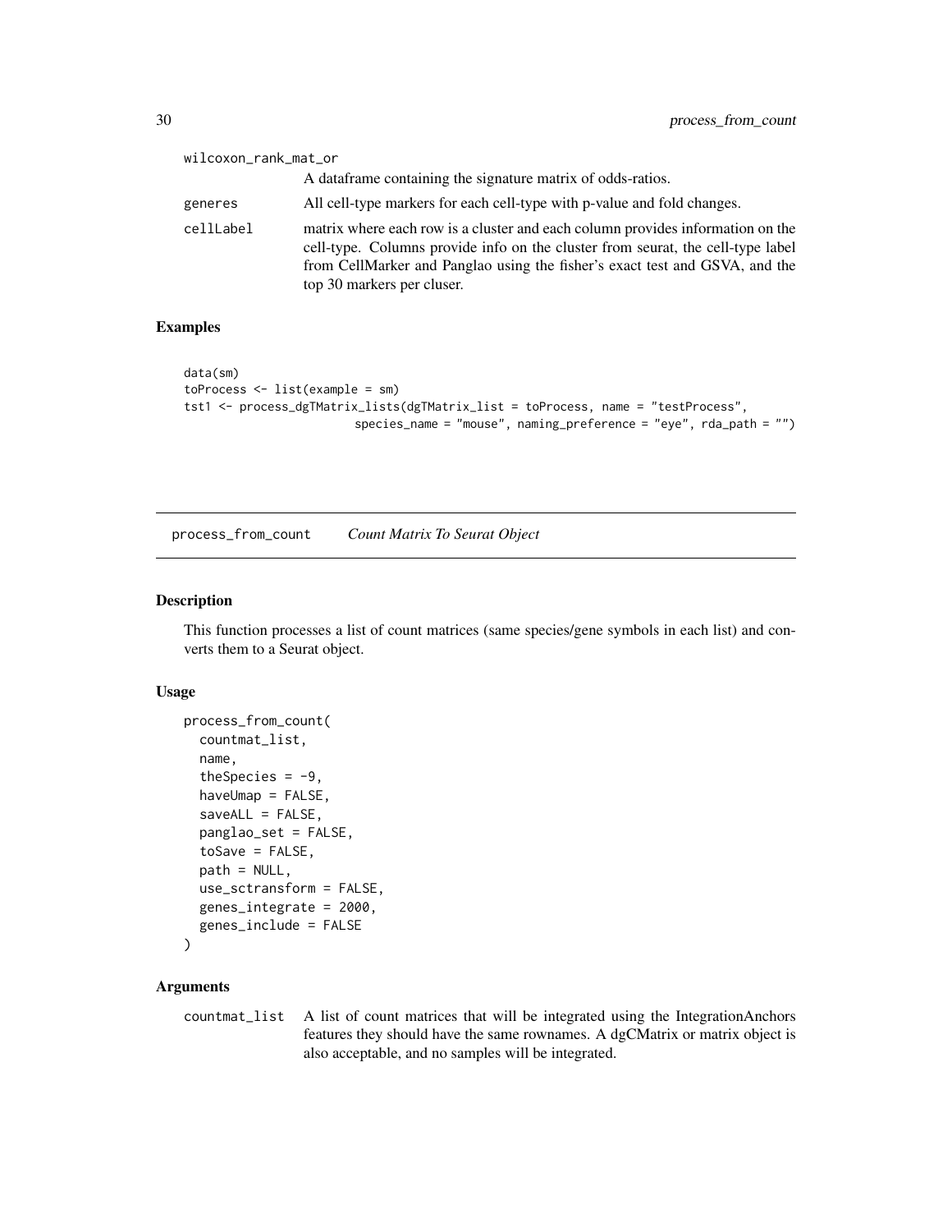wilcoxon_rank_mat_or
: A dataframe containing the signature matrix of odds-ratios.

generes
: All cell-type markers for each cell-type with p-value and fold changes.

cellLabel
: matrix where each row is a cluster and each column provides information on the cell-type. Columns provide info on the cluster from seurat, the cell-type label from CellMarker and Panglao using the fisher's exact test and GSVA, and the top 30 markers per cluser.

### Examples

```
data(sm)
toProcess <- list(example = sm)
tst1 <- process_dgTMatrix_lists(dgTMatrix_list = toProcess, name = "testProcess",
                         species_name = "mouse", naming_preference = "eye", rda_path = "")
```

---

## process_from_count    *Count Matrix To Seurat Object*

### Description

This function processes a list of count matrices (same species/gene symbols in each list) and converts them to a Seurat object.

### Usage

```
process_from_count(
  countmat_list,
  name,
  theSpecies = -9,
  haveUmap = FALSE,
  saveALL = FALSE,
  panglao_set = FALSE,
  toSave = FALSE,
  path = NULL,
  use_sctransform = FALSE,
  genes_integrate = 2000,
  genes_include = FALSE
)
```

### Arguments

countmat_list
: A list of count matrices that will be integrated using the IntegrationAnchors features they should have the same rownames. A dgCMatrix or matrix object is also acceptable, and no samples will be integrated.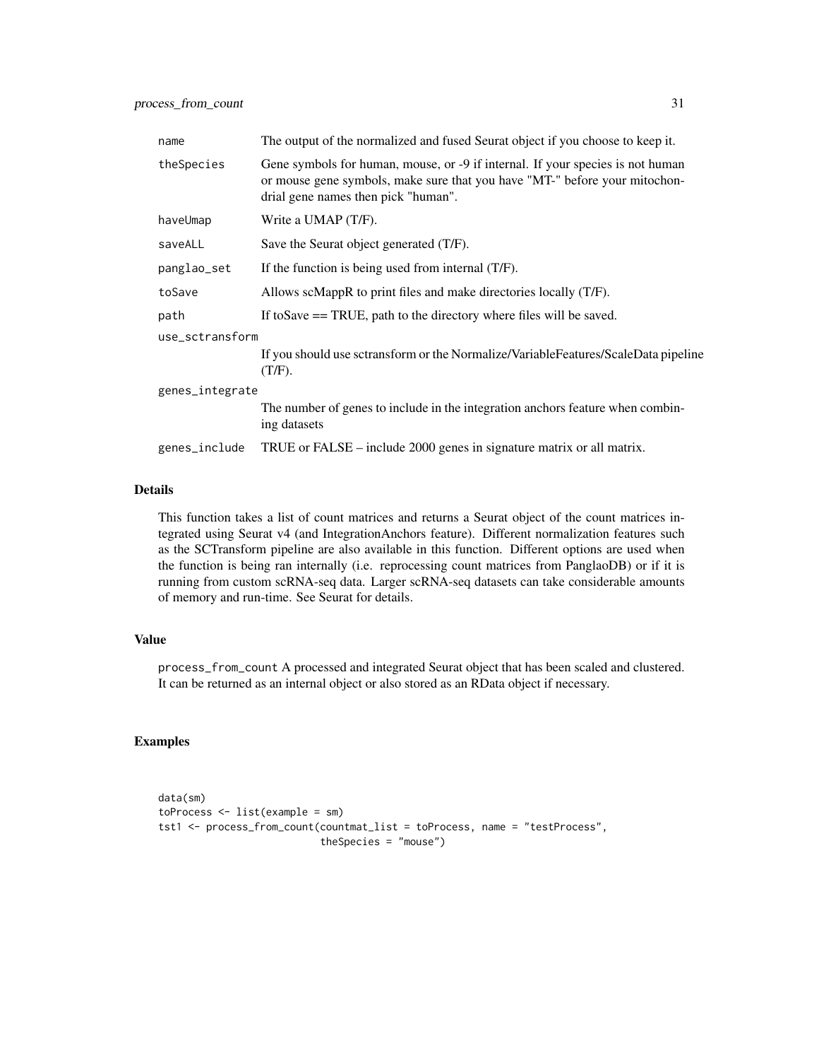| | |
|---|---|
| `name` | The output of the normalized and fused Seurat object if you choose to keep it. |
| `theSpecies` | Gene symbols for human, mouse, or -9 if internal. If your species is not human or mouse gene symbols, make sure that you have "MT-" before your mitochondrial gene names then pick "human". |
| `haveUmap` | Write a UMAP (T/F). |
| `saveALL` | Save the Seurat object generated (T/F). |
| `panglao_set` | If the function is being used from internal (T/F). |
| `toSave` | Allows scMappR to print files and make directories locally (T/F). |
| `path` | If toSave == TRUE, path to the directory where files will be saved. |
| `use_sctransform` | If you should use sctransform or the Normalize/VariableFeatures/ScaleData pipeline (T/F). |
| `genes_integrate` | The number of genes to include in the integration anchors feature when combining datasets |
| `genes_include` | TRUE or FALSE – include 2000 genes in signature matrix or all matrix. |

## Details

This function takes a list of count matrices and returns a Seurat object of the count matrices integrated using Seurat v4 (and IntegrationAnchors feature). Different normalization features such as the SCTransform pipeline are also available in this function. Different options are used when the function is being ran internally (i.e. reprocessing count matrices from PanglaoDB) or if it is running from custom scRNA-seq data. Larger scRNA-seq datasets can take considerable amounts of memory and run-time. See Seurat for details.

## Value

`process_from_count` A processed and integrated Seurat object that has been scaled and clustered. It can be returned as an internal object or also stored as an RData object if necessary.

## Examples

```
data(sm)
toProcess <- list(example = sm)
tst1 <- process_from_count(countmat_list = toProcess, name = "testProcess",
                           theSpecies = "mouse")
```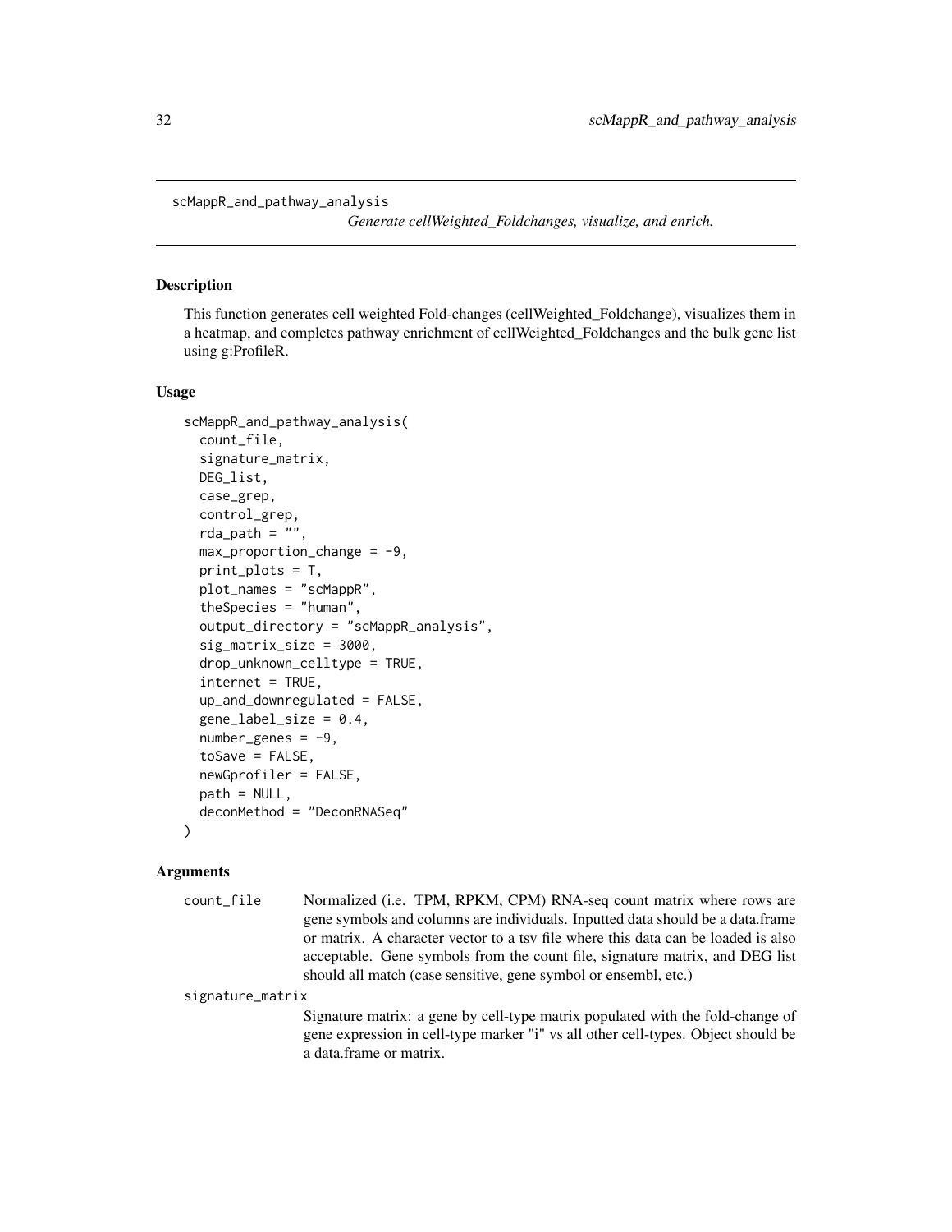`scMappR_and_pathway_analysis` *Generate cellWeighted_Foldchanges, visualize, and enrich.*

## Description

This function generates cell weighted Fold-changes (cellWeighted_Foldchange), visualizes them in a heatmap, and completes pathway enrichment of cellWeighted_Foldchanges and the bulk gene list using g:ProfileR.

## Usage

```
scMappR_and_pathway_analysis(
  count_file,
  signature_matrix,
  DEG_list,
  case_grep,
  control_grep,
  rda_path = "",
  max_proportion_change = -9,
  print_plots = T,
  plot_names = "scMappR",
  theSpecies = "human",
  output_directory = "scMappR_analysis",
  sig_matrix_size = 3000,
  drop_unknown_celltype = TRUE,
  internet = TRUE,
  up_and_downregulated = FALSE,
  gene_label_size = 0.4,
  number_genes = -9,
  toSave = FALSE,
  newGprofiler = FALSE,
  path = NULL,
  deconMethod = "DeconRNASeq"
)
```

## Arguments

`count_file` Normalized (i.e. TPM, RPKM, CPM) RNA-seq count matrix where rows are gene symbols and columns are individuals. Inputted data should be a data.frame or matrix. A character vector to a tsv file where this data can be loaded is also acceptable. Gene symbols from the count file, signature matrix, and DEG list should all match (case sensitive, gene symbol or ensembl, etc.)

`signature_matrix` Signature matrix: a gene by cell-type matrix populated with the fold-change of gene expression in cell-type marker "i" vs all other cell-types. Object should be a data.frame or matrix.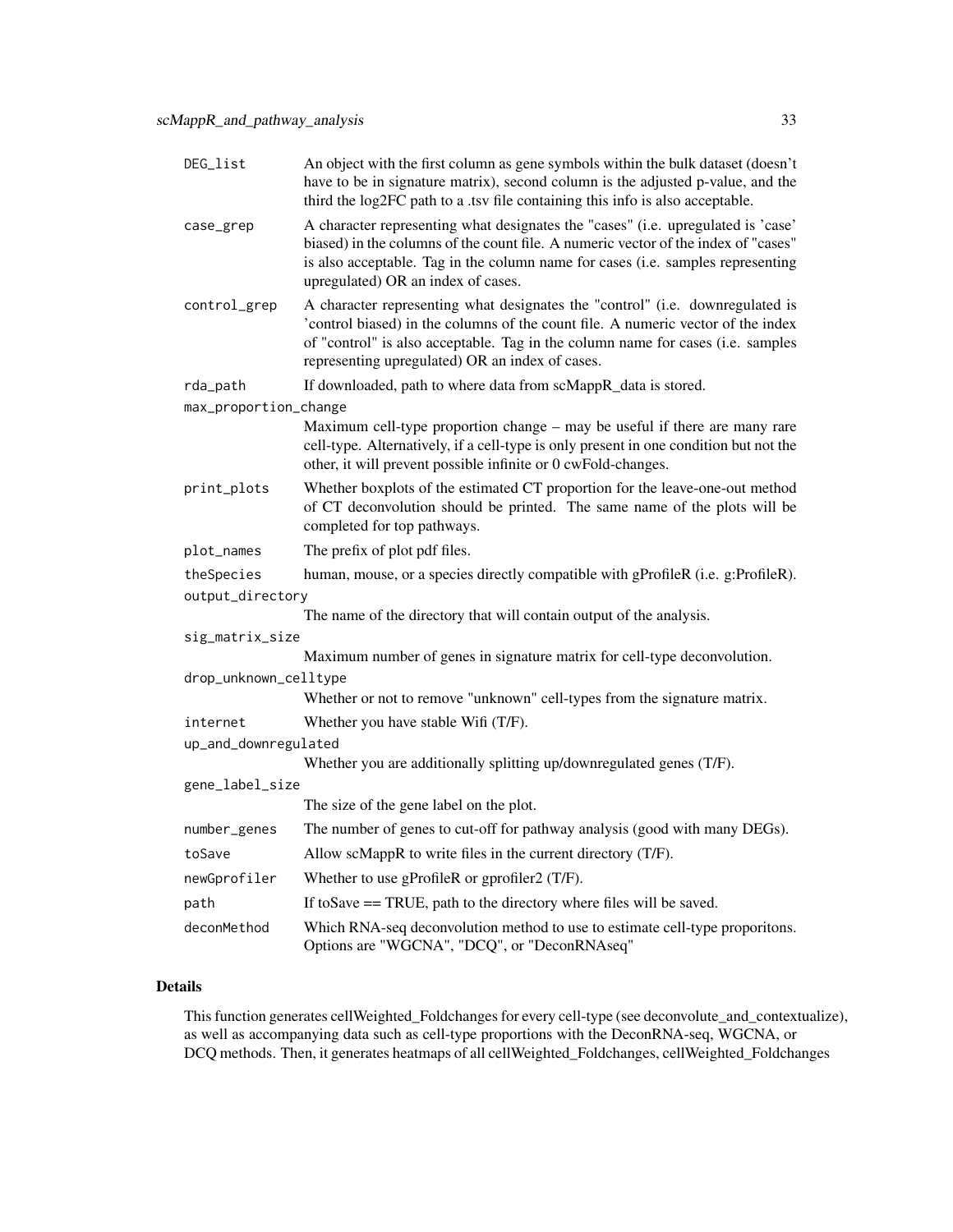| | |
|---|---|
| `DEG_list` | An object with the first column as gene symbols within the bulk dataset (doesn't have to be in signature matrix), second column is the adjusted p-value, and the third the log2FC path to a .tsv file containing this info is also acceptable. |
| `case_grep` | A character representing what designates the "cases" (i.e. upregulated is 'case' biased) in the columns of the count file. A numeric vector of the index of "cases" is also acceptable. Tag in the column name for cases (i.e. samples representing upregulated) OR an index of cases. |
| `control_grep` | A character representing what designates the "control" (i.e. downregulated is 'control biased) in the columns of the count file. A numeric vector of the index of "control" is also acceptable. Tag in the column name for cases (i.e. samples representing upregulated) OR an index of cases. |
| `rda_path` | If downloaded, path to where data from scMappR_data is stored. |
| `max_proportion_change` | Maximum cell-type proportion change – may be useful if there are many rare cell-type. Alternatively, if a cell-type is only present in one condition but not the other, it will prevent possible infinite or 0 cwFold-changes. |
| `print_plots` | Whether boxplots of the estimated CT proportion for the leave-one-out method of CT deconvolution should be printed. The same name of the plots will be completed for top pathways. |
| `plot_names` | The prefix of plot pdf files. |
| `theSpecies` | human, mouse, or a species directly compatible with gProfileR (i.e. g:ProfileR). |
| `output_directory` | The name of the directory that will contain output of the analysis. |
| `sig_matrix_size` | Maximum number of genes in signature matrix for cell-type deconvolution. |
| `drop_unknown_celltype` | Whether or not to remove "unknown" cell-types from the signature matrix. |
| `internet` | Whether you have stable Wifi (T/F). |
| `up_and_downregulated` | Whether you are additionally splitting up/downregulated genes (T/F). |
| `gene_label_size` | The size of the gene label on the plot. |
| `number_genes` | The number of genes to cut-off for pathway analysis (good with many DEGs). |
| `toSave` | Allow scMappR to write files in the current directory (T/F). |
| `newGprofiler` | Whether to use gProfileR or gprofiler2 (T/F). |
| `path` | If toSave == TRUE, path to the directory where files will be saved. |
| `deconMethod` | Which RNA-seq deconvolution method to use to estimate cell-type proporitons. Options are "WGCNA", "DCQ", or "DeconRNAseq" |

### Details

This function generates cellWeighted_Foldchanges for every cell-type (see deconvolute_and_contextualize), as well as accompanying data such as cell-type proportions with the DeconRNA-seq, WGCNA, or DCQ methods. Then, it generates heatmaps of all cellWeighted_Foldchanges, cellWeighted_Foldchanges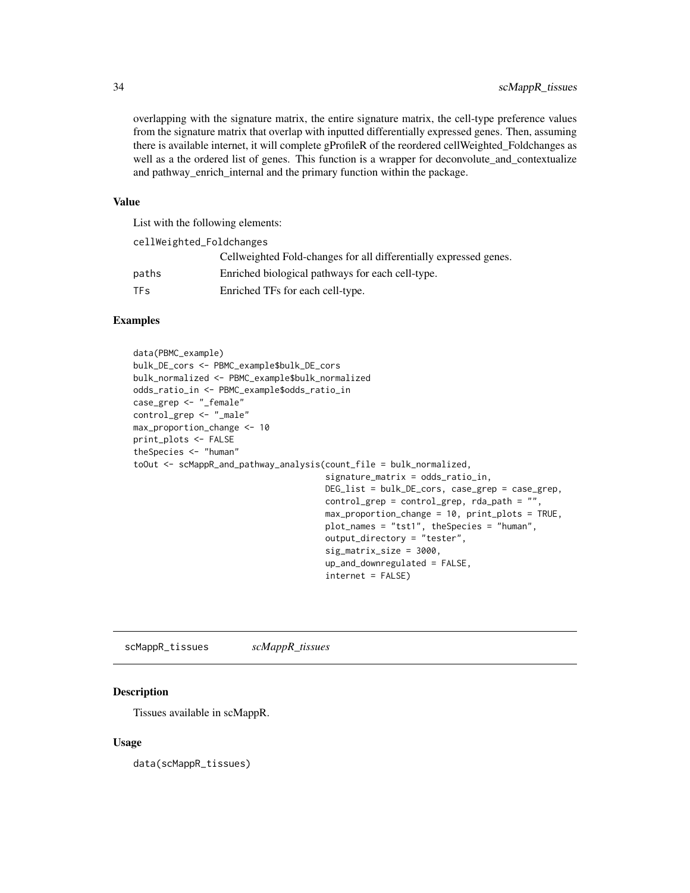overlapping with the signature matrix, the entire signature matrix, the cell-type preference values from the signature matrix that overlap with inputted differentially expressed genes. Then, assuming there is available internet, it will complete gProfileR of the reordered cellWeighted_Foldchanges as well as a the ordered list of genes. This function is a wrapper for deconvolute_and_contextualize and pathway_enrich_internal and the primary function within the package.

### Value

List with the following elements:

`cellWeighted_Foldchanges`
: Cellweighted Fold-changes for all differentially expressed genes.

`paths`
: Enriched biological pathways for each cell-type.

`TFs`
: Enriched TFs for each cell-type.

### Examples

```
data(PBMC_example)
bulk_DE_cors <- PBMC_example$bulk_DE_cors
bulk_normalized <- PBMC_example$bulk_normalized
odds_ratio_in <- PBMC_example$odds_ratio_in
case_grep <- "_female"
control_grep <- "_male"
max_proportion_change <- 10
print_plots <- FALSE
theSpecies <- "human"
toOut <- scMappR_and_pathway_analysis(count_file = bulk_normalized,
                                      signature_matrix = odds_ratio_in,
                                      DEG_list = bulk_DE_cors, case_grep = case_grep,
                                      control_grep = control_grep, rda_path = "",
                                      max_proportion_change = 10, print_plots = TRUE,
                                      plot_names = "tst1", theSpecies = "human",
                                      output_directory = "tester",
                                      sig_matrix_size = 3000,
                                      up_and_downregulated = FALSE,
                                      internet = FALSE)
```

---

## scMappR_tissues    *scMappR_tissues*

### Description

Tissues available in scMappR.

### Usage

```
data(scMappR_tissues)
```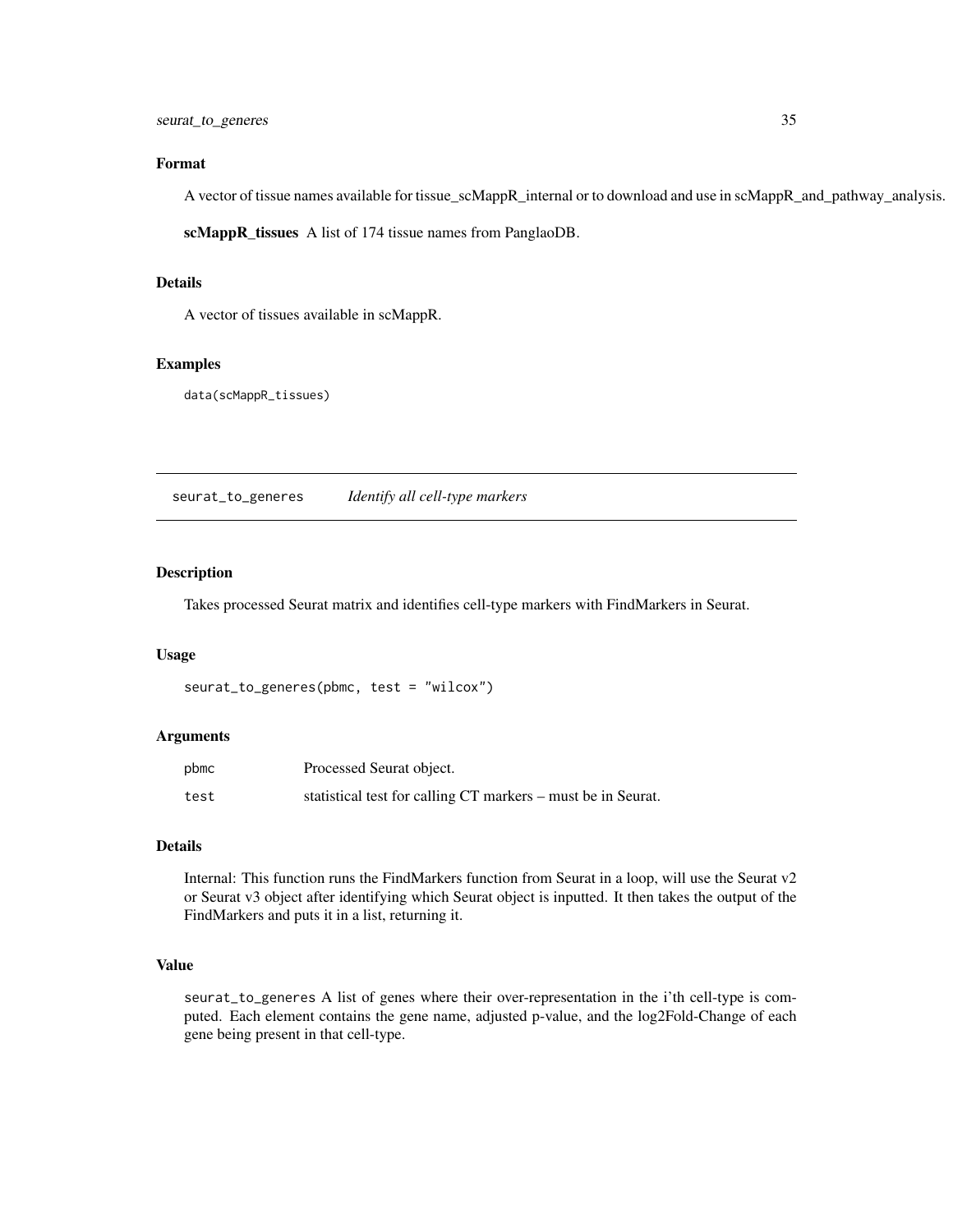### Format

A vector of tissue names available for tissue_scMappR_internal or to download and use in scMappR_and_pathway_analysis.

**scMappR_tissues** A list of 174 tissue names from PanglaoDB.

### Details

A vector of tissues available in scMappR.

### Examples

```
data(scMappR_tissues)
```

---

## seurat_to_generes *Identify all cell-type markers*

---

### Description

Takes processed Seurat matrix and identifies cell-type markers with FindMarkers in Seurat.

### Usage

```
seurat_to_generes(pbmc, test = "wilcox")
```

### Arguments

| | |
|---|---|
| pbmc | Processed Seurat object. |
| test | statistical test for calling CT markers – must be in Seurat. |

### Details

Internal: This function runs the FindMarkers function from Seurat in a loop, will use the Seurat v2 or Seurat v3 object after identifying which Seurat object is inputted. It then takes the output of the FindMarkers and puts it in a list, returning it.

### Value

seurat_to_generes A list of genes where their over-representation in the i'th cell-type is computed. Each element contains the gene name, adjusted p-value, and the log2Fold-Change of each gene being present in that cell-type.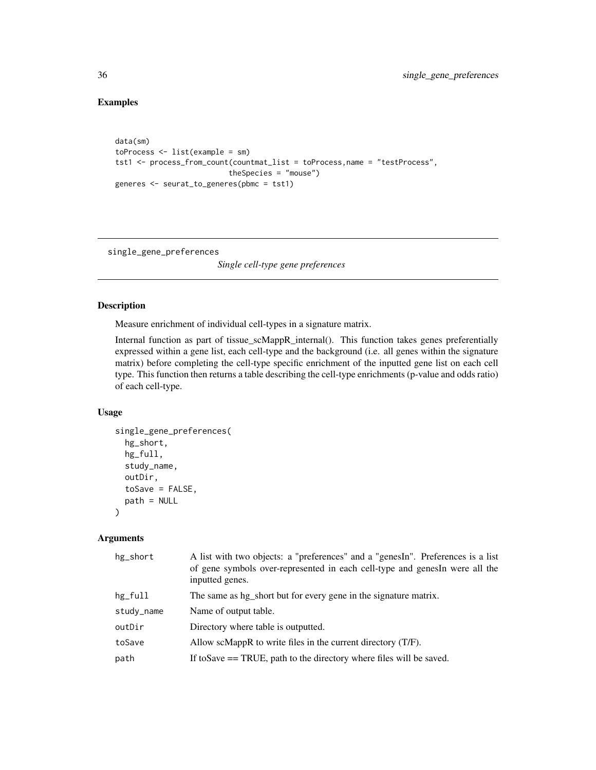## Examples

```
data(sm)
toProcess <- list(example = sm)
tst1 <- process_from_count(countmat_list = toProcess,name = "testProcess",
                           theSpecies = "mouse")
generes <- seurat_to_generes(pbmc = tst1)
```

---

# single_gene_preferences

*Single cell-type gene preferences*

---

## Description

Measure enrichment of individual cell-types in a signature matrix.

Internal function as part of tissue_scMappR_internal(). This function takes genes preferentially expressed within a gene list, each cell-type and the background (i.e. all genes within the signature matrix) before completing the cell-type specific enrichment of the inputted gene list on each cell type. This function then returns a table describing the cell-type enrichments (p-value and odds ratio) of each cell-type.

## Usage

```
single_gene_preferences(
  hg_short,
  hg_full,
  study_name,
  outDir,
  toSave = FALSE,
  path = NULL
)
```

## Arguments

| | |
|---|---|
| hg_short | A list with two objects: a "preferences" and a "genesIn". Preferences is a list of gene symbols over-represented in each cell-type and genesIn were all the inputted genes. |
| hg_full | The same as hg_short but for every gene in the signature matrix. |
| study_name | Name of output table. |
| outDir | Directory where table is outputted. |
| toSave | Allow scMappR to write files in the current directory (T/F). |
| path | If toSave == TRUE, path to the directory where files will be saved. |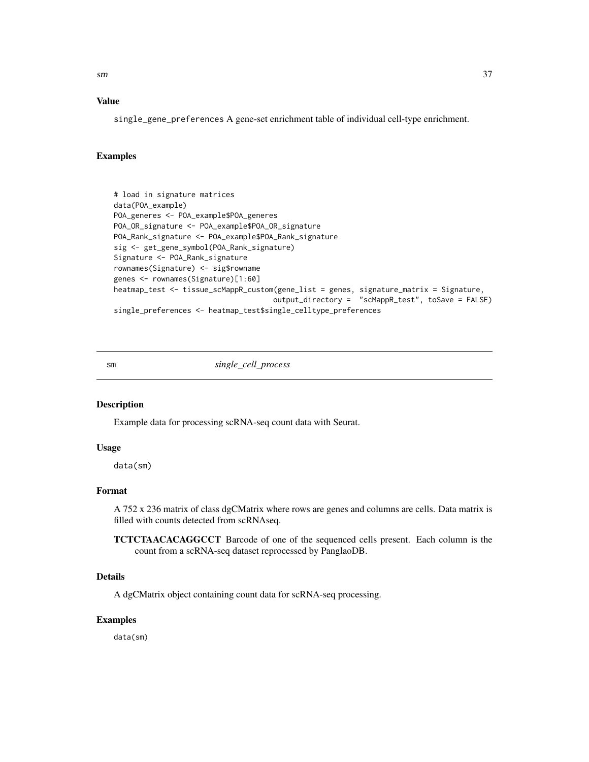### Value

single_gene_preferences A gene-set enrichment table of individual cell-type enrichment.

### Examples

```
# load in signature matrices
data(POA_example)
POA_generes <- POA_example$POA_generes
POA_OR_signature <- POA_example$POA_OR_signature
POA_Rank_signature <- POA_example$POA_Rank_signature
sig <- get_gene_symbol(POA_Rank_signature)
Signature <- POA_Rank_signature
rownames(Signature) <- sig$rowname
genes <- rownames(Signature)[1:60]
heatmap_test <- tissue_scMappR_custom(gene_list = genes, signature_matrix = Signature,
                                      output_directory =  "scMappR_test", toSave = FALSE)
single_preferences <- heatmap_test$single_celltype_preferences
```

---

## sm *single_cell_process*

### Description

Example data for processing scRNA-seq count data with Seurat.

### Usage

```
data(sm)
```

### Format

A 752 x 236 matrix of class dgCMatrix where rows are genes and columns are cells. Data matrix is filled with counts detected from scRNAseq.

**TCTCTAACACAGGCCT** Barcode of one of the sequenced cells present. Each column is the count from a scRNA-seq dataset reprocessed by PanglaoDB.

### Details

A dgCMatrix object containing count data for scRNA-seq processing.

### Examples

```
data(sm)
```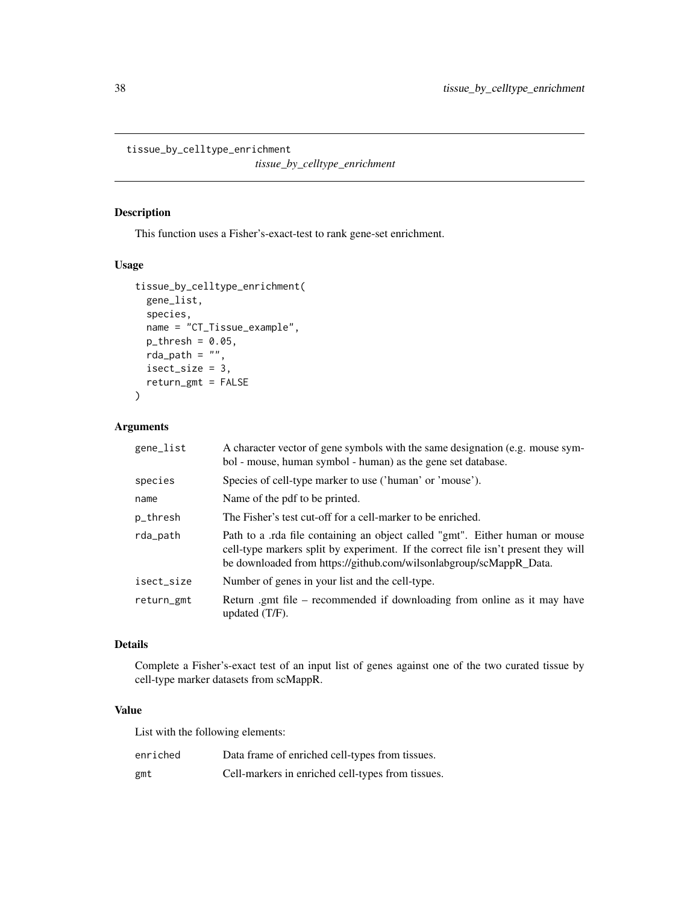`tissue_by_celltype_enrichment` *tissue_by_celltype_enrichment*

## Description

This function uses a Fisher's-exact-test to rank gene-set enrichment.

## Usage

```
tissue_by_celltype_enrichment(
  gene_list,
  species,
  name = "CT_Tissue_example",
  p_thresh = 0.05,
  rda_path = "",
  isect_size = 3,
  return_gmt = FALSE
)
```

## Arguments

| | |
|---|---|
| `gene_list` | A character vector of gene symbols with the same designation (e.g. mouse symbol - mouse, human symbol - human) as the gene set database. |
| `species` | Species of cell-type marker to use ('human' or 'mouse'). |
| `name` | Name of the pdf to be printed. |
| `p_thresh` | The Fisher's test cut-off for a cell-marker to be enriched. |
| `rda_path` | Path to a .rda file containing an object called "gmt". Either human or mouse cell-type markers split by experiment. If the correct file isn't present they will be downloaded from https://github.com/wilsonlabgroup/scMappR_Data. |
| `isect_size` | Number of genes in your list and the cell-type. |
| `return_gmt` | Return .gmt file – recommended if downloading from online as it may have updated (T/F). |

## Details

Complete a Fisher's-exact test of an input list of genes against one of the two curated tissue by cell-type marker datasets from scMappR.

## Value

List with the following elements:

| | |
|---|---|
| `enriched` | Data frame of enriched cell-types from tissues. |
| `gmt` | Cell-markers in enriched cell-types from tissues. |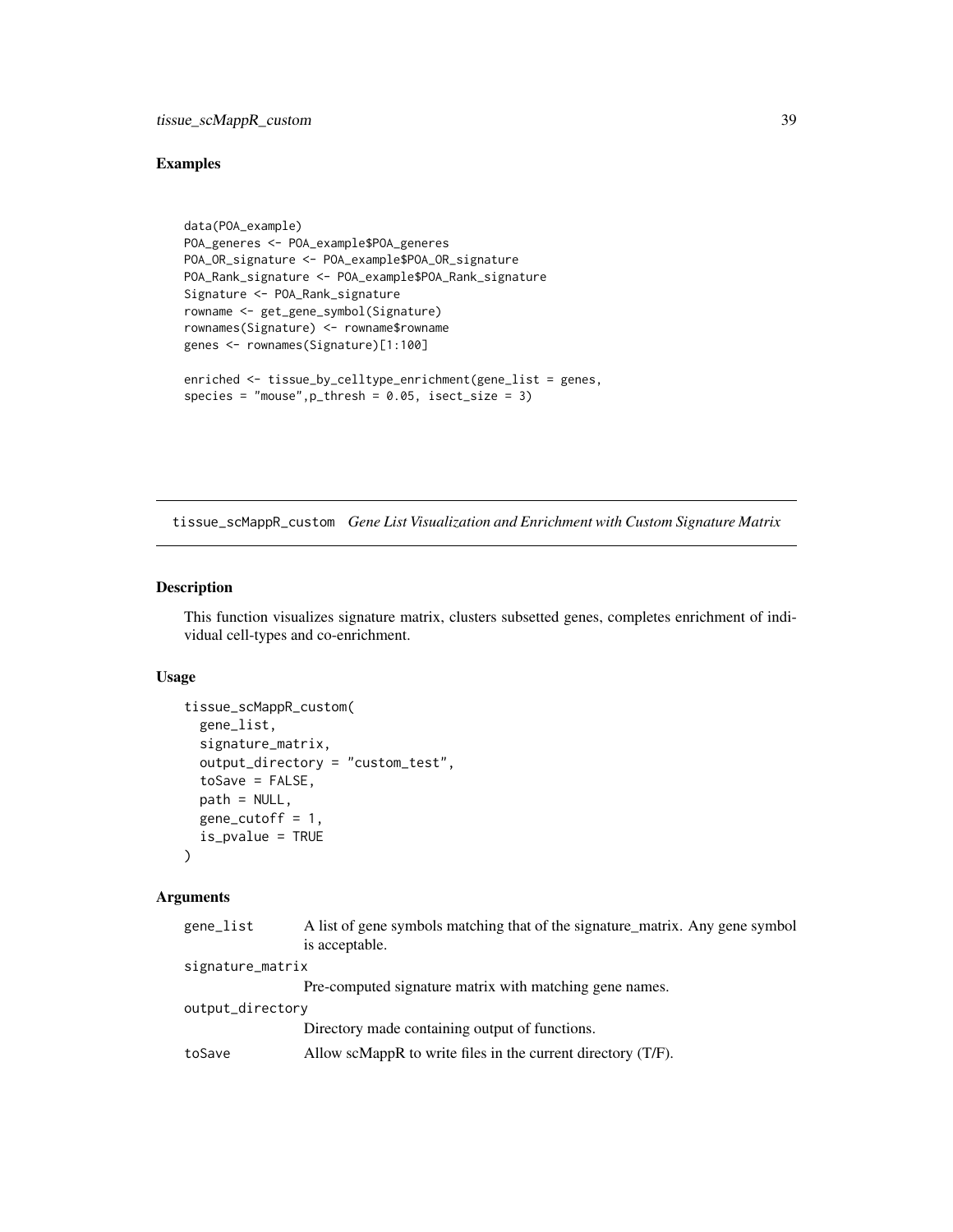### Examples

```
data(POA_example)
POA_generes <- POA_example$POA_generes
POA_OR_signature <- POA_example$POA_OR_signature
POA_Rank_signature <- POA_example$POA_Rank_signature
Signature <- POA_Rank_signature
rowname <- get_gene_symbol(Signature)
rownames(Signature) <- rowname$rowname
genes <- rownames(Signature)[1:100]

enriched <- tissue_by_celltype_enrichment(gene_list = genes,
species = "mouse",p_thresh = 0.05, isect_size = 3)
```

---

## tissue_scMappR_custom *Gene List Visualization and Enrichment with Custom Signature Matrix*

---

### Description

This function visualizes signature matrix, clusters subsetted genes, completes enrichment of individual cell-types and co-enrichment.

### Usage

```
tissue_scMappR_custom(
  gene_list,
  signature_matrix,
  output_directory = "custom_test",
  toSave = FALSE,
  path = NULL,
  gene_cutoff = 1,
  is_pvalue = TRUE
)
```

### Arguments

| | |
|---|---|
| gene_list | A list of gene symbols matching that of the signature_matrix. Any gene symbol is acceptable. |
| signature_matrix | Pre-computed signature matrix with matching gene names. |
| output_directory | Directory made containing output of functions. |
| toSave | Allow scMappR to write files in the current directory (T/F). |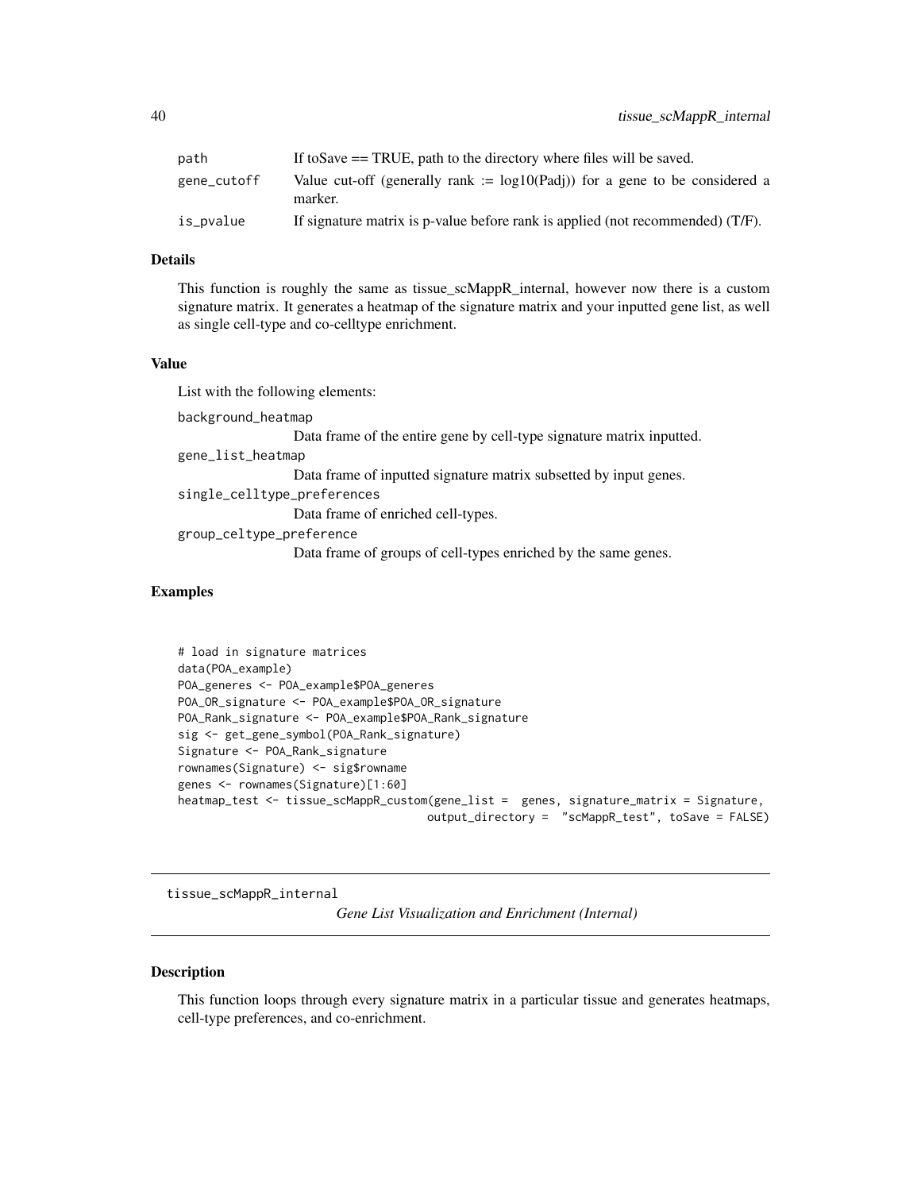| | |
|---|---|
| path | If toSave == TRUE, path to the directory where files will be saved. |
| gene_cutoff | Value cut-off (generally rank := log10(Padj)) for a gene to be considered a marker. |
| is_pvalue | If signature matrix is p-value before rank is applied (not recommended) (T/F). |

### Details

This function is roughly the same as tissue_scMappR_internal, however now there is a custom signature matrix. It generates a heatmap of the signature matrix and your inputted gene list, as well as single cell-type and co-celltype enrichment.

### Value

List with the following elements:

background_heatmap
: Data frame of the entire gene by cell-type signature matrix inputted.

gene_list_heatmap
: Data frame of inputted signature matrix subsetted by input genes.

single_celltype_preferences
: Data frame of enriched cell-types.

group_celtype_preference
: Data frame of groups of cell-types enriched by the same genes.

### Examples

```
# load in signature matrices
data(POA_example)
POA_generes <- POA_example$POA_generes
POA_OR_signature <- POA_example$POA_OR_signature
POA_Rank_signature <- POA_example$POA_Rank_signature
sig <- get_gene_symbol(POA_Rank_signature)
Signature <- POA_Rank_signature
rownames(Signature) <- sig$rowname
genes <- rownames(Signature)[1:60]
heatmap_test <- tissue_scMappR_custom(gene_list =  genes, signature_matrix = Signature,
                                    output_directory =  "scMappR_test", toSave = FALSE)
```

---

## tissue_scMappR_internal — *Gene List Visualization and Enrichment (Internal)*

### Description

This function loops through every signature matrix in a particular tissue and generates heatmaps, cell-type preferences, and co-enrichment.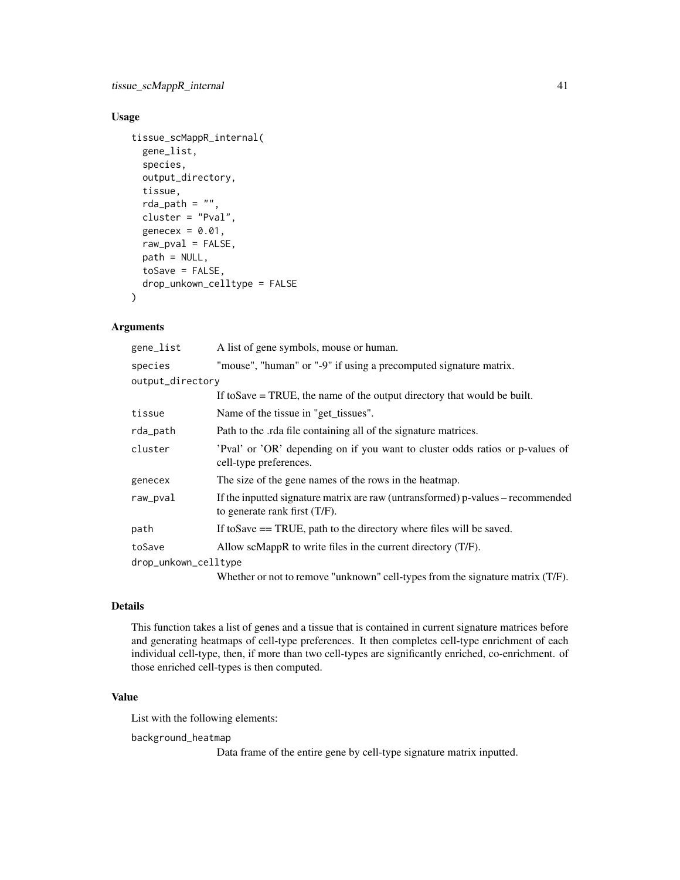### Usage

```
tissue_scMappR_internal(
  gene_list,
  species,
  output_directory,
  tissue,
  rda_path = "",
  cluster = "Pval",
  genecex = 0.01,
  raw_pval = FALSE,
  path = NULL,
  toSave = FALSE,
  drop_unkown_celltype = FALSE
)
```

### Arguments

| | |
|---|---|
| gene_list | A list of gene symbols, mouse or human. |
| species | "mouse", "human" or "-9" if using a precomputed signature matrix. |
| output_directory | If toSave = TRUE, the name of the output directory that would be built. |
| tissue | Name of the tissue in "get_tissues". |
| rda_path | Path to the .rda file containing all of the signature matrices. |
| cluster | 'Pval' or 'OR' depending on if you want to cluster odds ratios or p-values of cell-type preferences. |
| genecex | The size of the gene names of the rows in the heatmap. |
| raw_pval | If the inputted signature matrix are raw (untransformed) p-values – recommended to generate rank first (T/F). |
| path | If toSave == TRUE, path to the directory where files will be saved. |
| toSave | Allow scMappR to write files in the current directory (T/F). |
| drop_unkown_celltype | Whether or not to remove "unknown" cell-types from the signature matrix (T/F). |

### Details

This function takes a list of genes and a tissue that is contained in current signature matrices before and generating heatmaps of cell-type preferences. It then completes cell-type enrichment of each individual cell-type, then, if more than two cell-types are significantly enriched, co-enrichment. of those enriched cell-types is then computed.

### Value

List with the following elements:

background_heatmap
: Data frame of the entire gene by cell-type signature matrix inputted.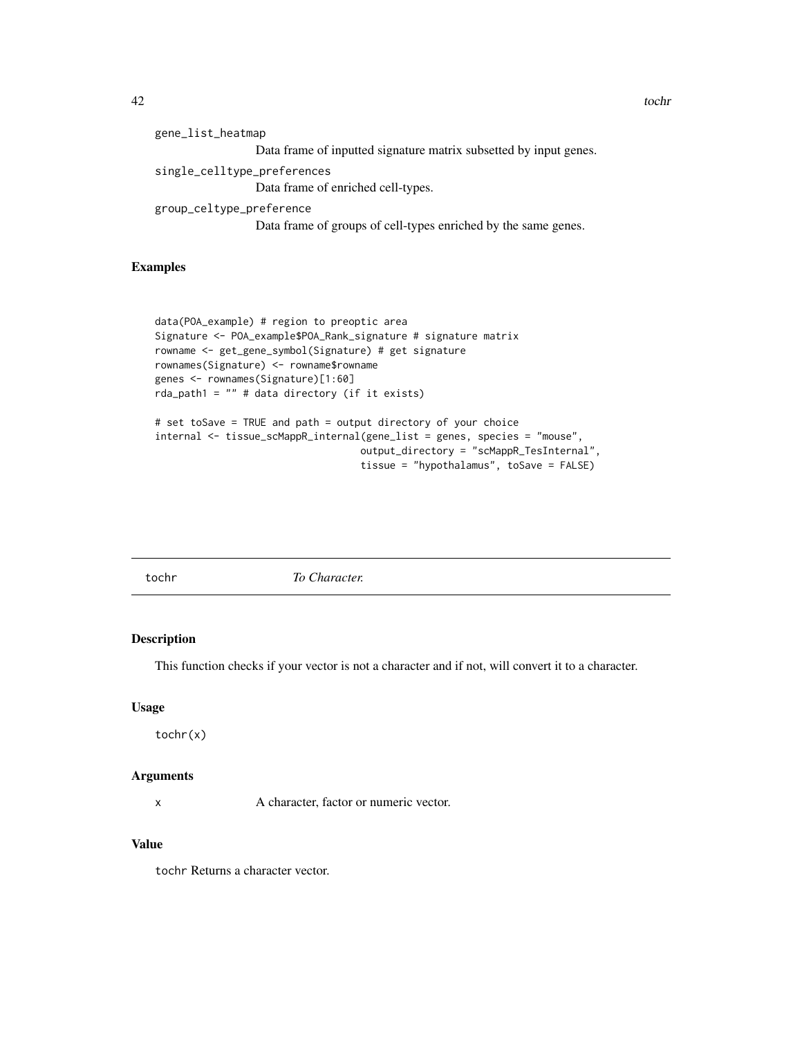gene_list_heatmap
: Data frame of inputted signature matrix subsetted by input genes.

single_celltype_preferences
: Data frame of enriched cell-types.

group_celtype_preference
: Data frame of groups of cell-types enriched by the same genes.

### Examples

```
data(POA_example) # region to preoptic area
Signature <- POA_example$POA_Rank_signature # signature matrix
rowname <- get_gene_symbol(Signature) # get signature
rownames(Signature) <- rowname$rowname
genes <- rownames(Signature)[1:60]
rda_path1 = "" # data directory (if it exists)

# set toSave = TRUE and path = output directory of your choice
internal <- tissue_scMappR_internal(gene_list = genes, species = "mouse",
                                    output_directory = "scMappR_TesInternal",
                                    tissue = "hypothalamus", toSave = FALSE)
```

---

## tochr *To Character.*

### Description

This function checks if your vector is not a character and if not, will convert it to a character.

### Usage

```
tochr(x)
```

### Arguments

| | |
|---|---|
| x | A character, factor or numeric vector. |

### Value

tochr Returns a character vector.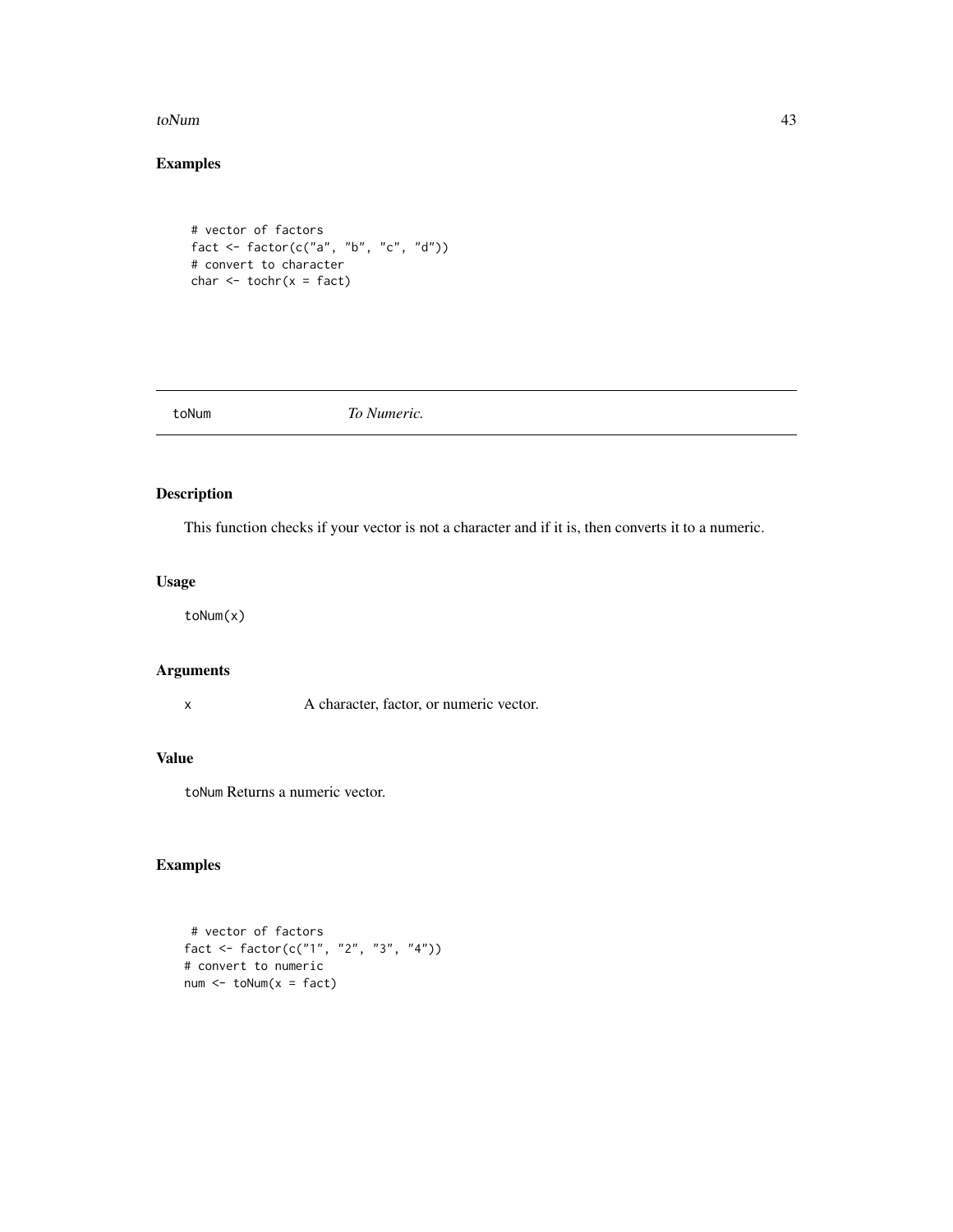## Examples

```
# vector of factors
fact <- factor(c("a", "b", "c", "d"))
# convert to character
char <- tochr(x = fact)
```

---

toNum *To Numeric.*

---

## Description

This function checks if your vector is not a character and if it is, then converts it to a numeric.

## Usage

```
toNum(x)
```

## Arguments

x A character, factor, or numeric vector.

## Value

toNum Returns a numeric vector.

## Examples

```
 # vector of factors
fact <- factor(c("1", "2", "3", "4"))
# convert to numeric
num <- toNum(x = fact)
```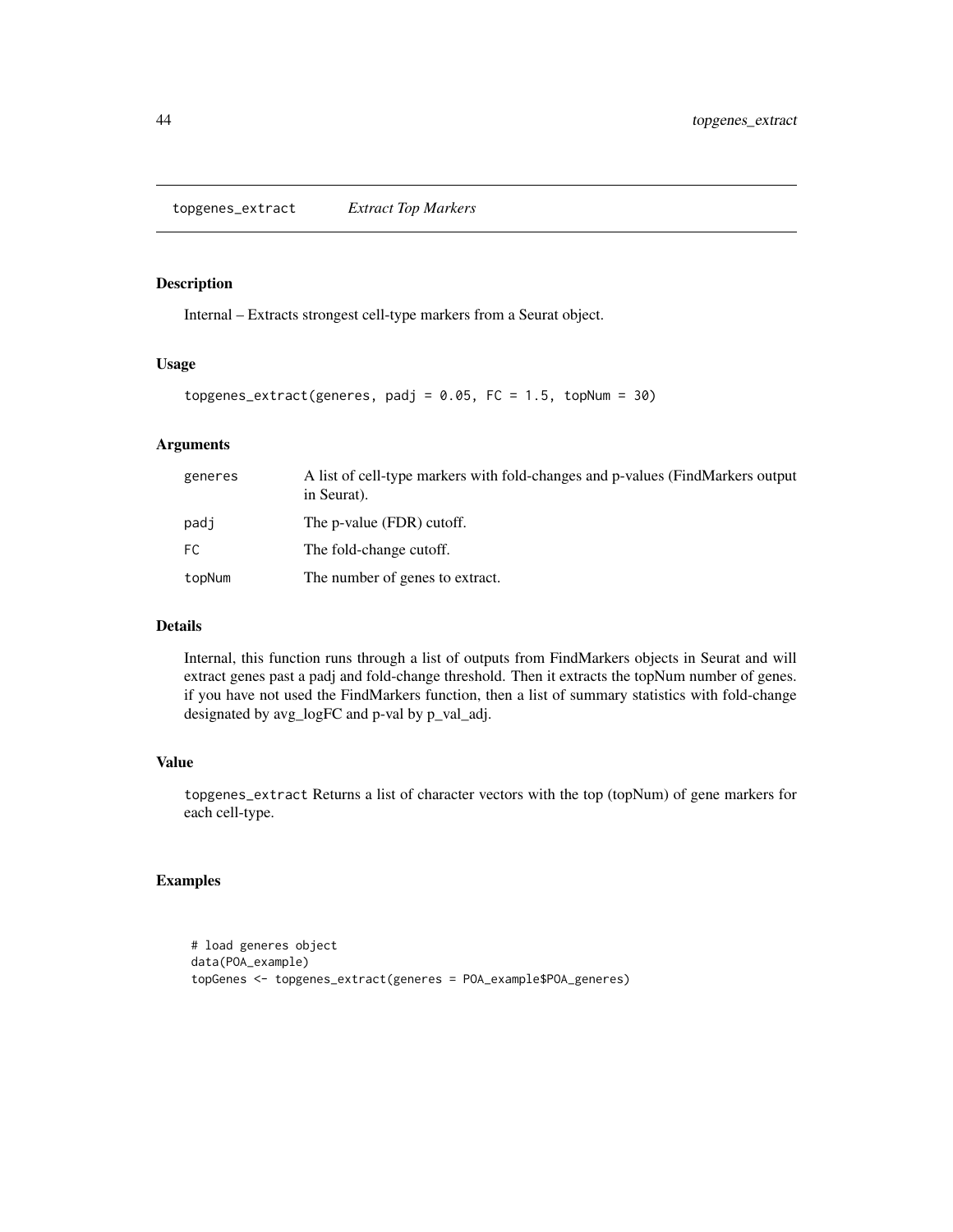## topgenes_extract *Extract Top Markers*

### Description

Internal – Extracts strongest cell-type markers from a Seurat object.

### Usage

```
topgenes_extract(generes, padj = 0.05, FC = 1.5, topNum = 30)
```

### Arguments

| | |
|---|---|
| generes | A list of cell-type markers with fold-changes and p-values (FindMarkers output in Seurat). |
| padj | The p-value (FDR) cutoff. |
| FC | The fold-change cutoff. |
| topNum | The number of genes to extract. |

### Details

Internal, this function runs through a list of outputs from FindMarkers objects in Seurat and will extract genes past a padj and fold-change threshold. Then it extracts the topNum number of genes. if you have not used the FindMarkers function, then a list of summary statistics with fold-change designated by avg_logFC and p-val by p_val_adj.

### Value

topgenes_extract Returns a list of character vectors with the top (topNum) of gene markers for each cell-type.

### Examples

```
# load generes object
data(POA_example)
topGenes <- topgenes_extract(generes = POA_example$POA_generes)
```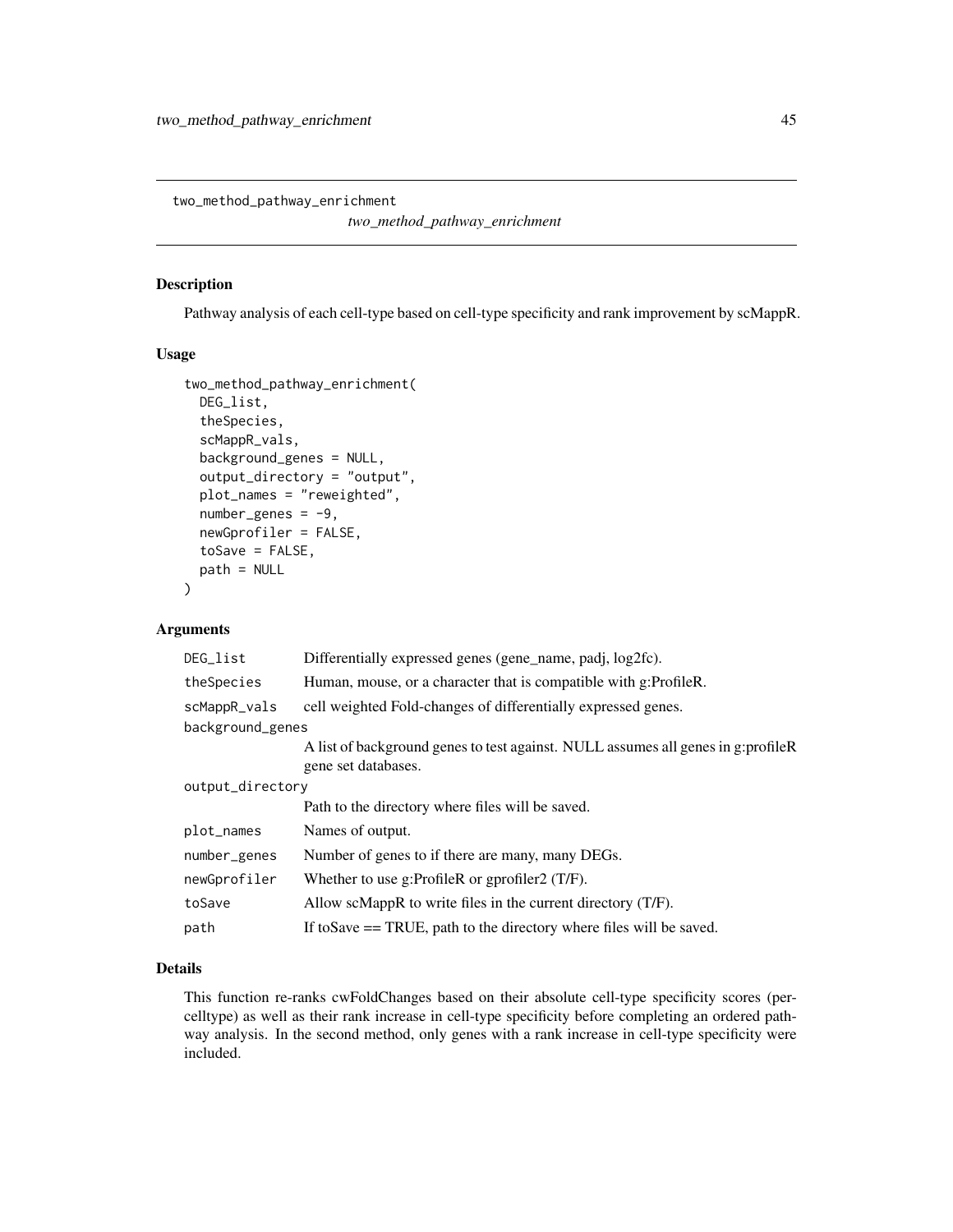# two_method_pathway_enrichment

*two_method_pathway_enrichment*

## Description

Pathway analysis of each cell-type based on cell-type specificity and rank improvement by scMappR.

## Usage

```
two_method_pathway_enrichment(
  DEG_list,
  theSpecies,
  scMappR_vals,
  background_genes = NULL,
  output_directory = "output",
  plot_names = "reweighted",
  number_genes = -9,
  newGprofiler = FALSE,
  toSave = FALSE,
  path = NULL
)
```

## Arguments

| | |
|---|---|
| DEG_list | Differentially expressed genes (gene_name, padj, log2fc). |
| theSpecies | Human, mouse, or a character that is compatible with g:ProfileR. |
| scMappR_vals | cell weighted Fold-changes of differentially expressed genes. |
| background_genes | A list of background genes to test against. NULL assumes all genes in g:profileR gene set databases. |
| output_directory | Path to the directory where files will be saved. |
| plot_names | Names of output. |
| number_genes | Number of genes to if there are many, many DEGs. |
| newGprofiler | Whether to use g:ProfileR or gprofiler2 (T/F). |
| toSave | Allow scMappR to write files in the current directory (T/F). |
| path | If toSave == TRUE, path to the directory where files will be saved. |

## Details

This function re-ranks cwFoldChanges based on their absolute cell-type specificity scores (per-celltype) as well as their rank increase in cell-type specificity before completing an ordered pathway analysis. In the second method, only genes with a rank increase in cell-type specificity were included.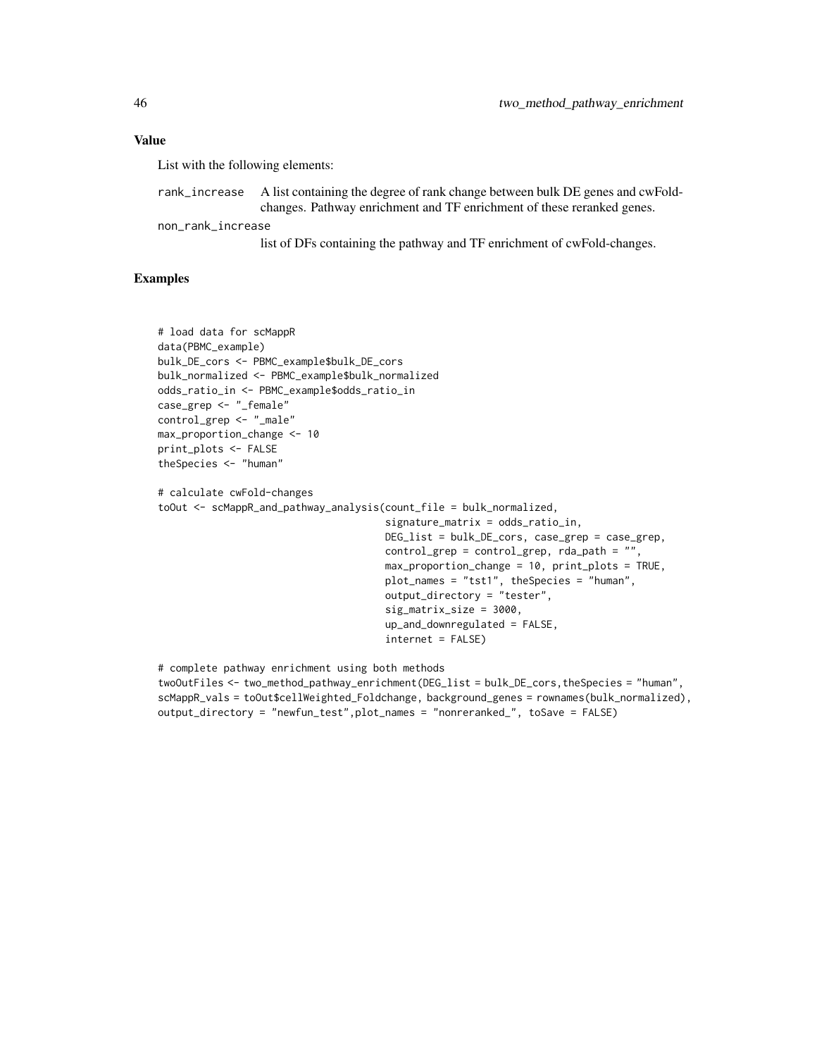## Value

List with the following elements:

`rank_increase` A list containing the degree of rank change between bulk DE genes and cwFold-changes. Pathway enrichment and TF enrichment of these reranked genes.

`non_rank_increase` list of DFs containing the pathway and TF enrichment of cwFold-changes.

## Examples

```
# load data for scMappR
data(PBMC_example)
bulk_DE_cors <- PBMC_example$bulk_DE_cors
bulk_normalized <- PBMC_example$bulk_normalized
odds_ratio_in <- PBMC_example$odds_ratio_in
case_grep <- "_female"
control_grep <- "_male"
max_proportion_change <- 10
print_plots <- FALSE
theSpecies <- "human"

# calculate cwFold-changes
toOut <- scMappR_and_pathway_analysis(count_file = bulk_normalized,
                                      signature_matrix = odds_ratio_in,
                                      DEG_list = bulk_DE_cors, case_grep = case_grep,
                                      control_grep = control_grep, rda_path = "",
                                      max_proportion_change = 10, print_plots = TRUE,
                                      plot_names = "tst1", theSpecies = "human",
                                      output_directory = "tester",
                                      sig_matrix_size = 3000,
                                      up_and_downregulated = FALSE,
                                      internet = FALSE)

# complete pathway enrichment using both methods
twoOutFiles <- two_method_pathway_enrichment(DEG_list = bulk_DE_cors,theSpecies = "human",
scMappR_vals = toOut$cellWeighted_Foldchange, background_genes = rownames(bulk_normalized),
output_directory = "newfun_test",plot_names = "nonreranked_", toSave = FALSE)
```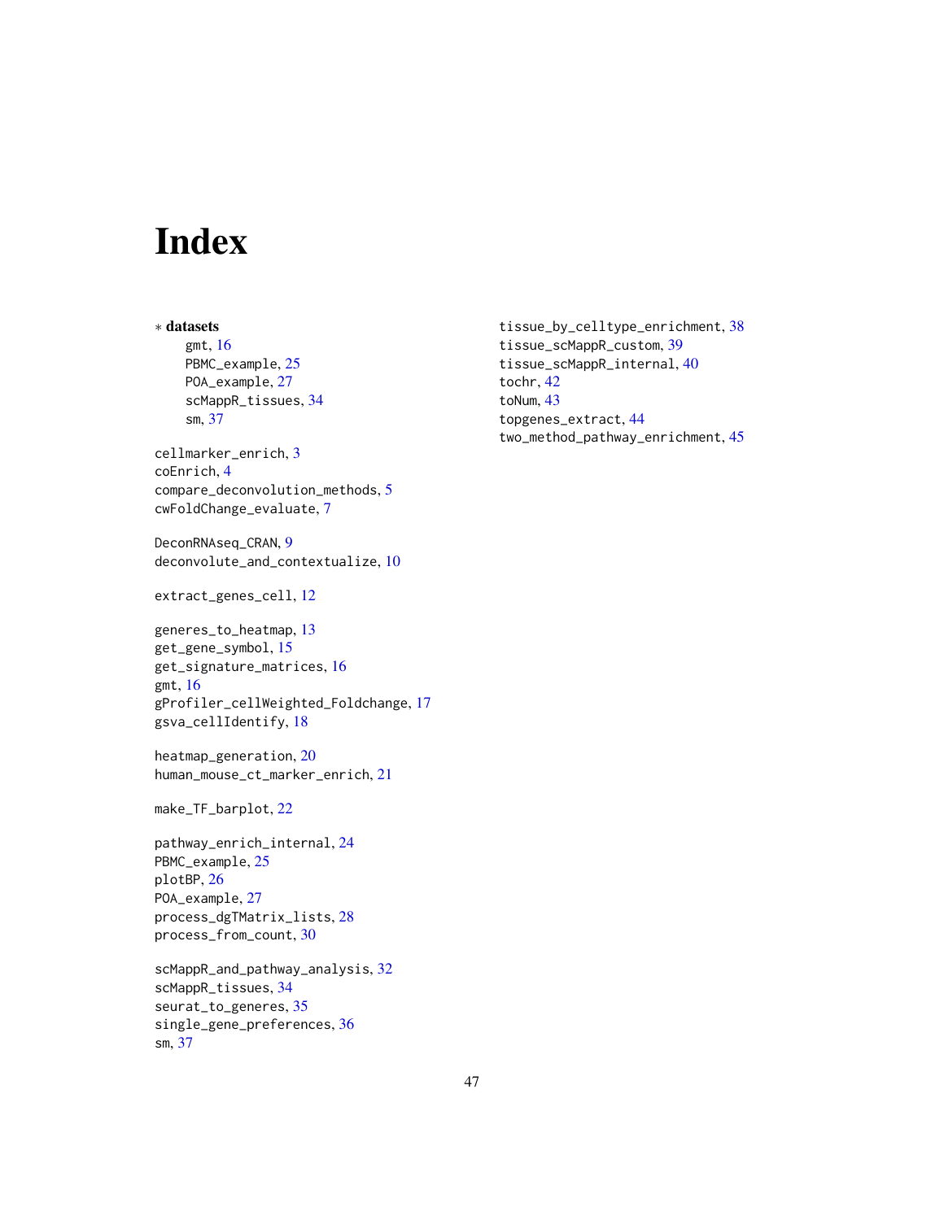# Index

∗ **datasets**

gmt, 16
PBMC_example, 25
POA_example, 27
scMappR_tissues, 34
sm, 37

cellmarker_enrich, 3
coEnrich, 4
compare_deconvolution_methods, 5
cwFoldChange_evaluate, 7

DeconRNAseq_CRAN, 9
deconvolute_and_contextualize, 10

extract_genes_cell, 12

generes_to_heatmap, 13
get_gene_symbol, 15
get_signature_matrices, 16
gmt, 16
gProfiler_cellWeighted_Foldchange, 17
gsva_cellIdentify, 18

heatmap_generation, 20
human_mouse_ct_marker_enrich, 21

make_TF_barplot, 22

pathway_enrich_internal, 24
PBMC_example, 25
plotBP, 26
POA_example, 27
process_dgTMatrix_lists, 28
process_from_count, 30

scMappR_and_pathway_analysis, 32
scMappR_tissues, 34
seurat_to_generes, 35
single_gene_preferences, 36
sm, 37

tissue_by_celltype_enrichment, 38
tissue_scMappR_custom, 39
tissue_scMappR_internal, 40
tochr, 42
toNum, 43
topgenes_extract, 44
two_method_pathway_enrichment, 45